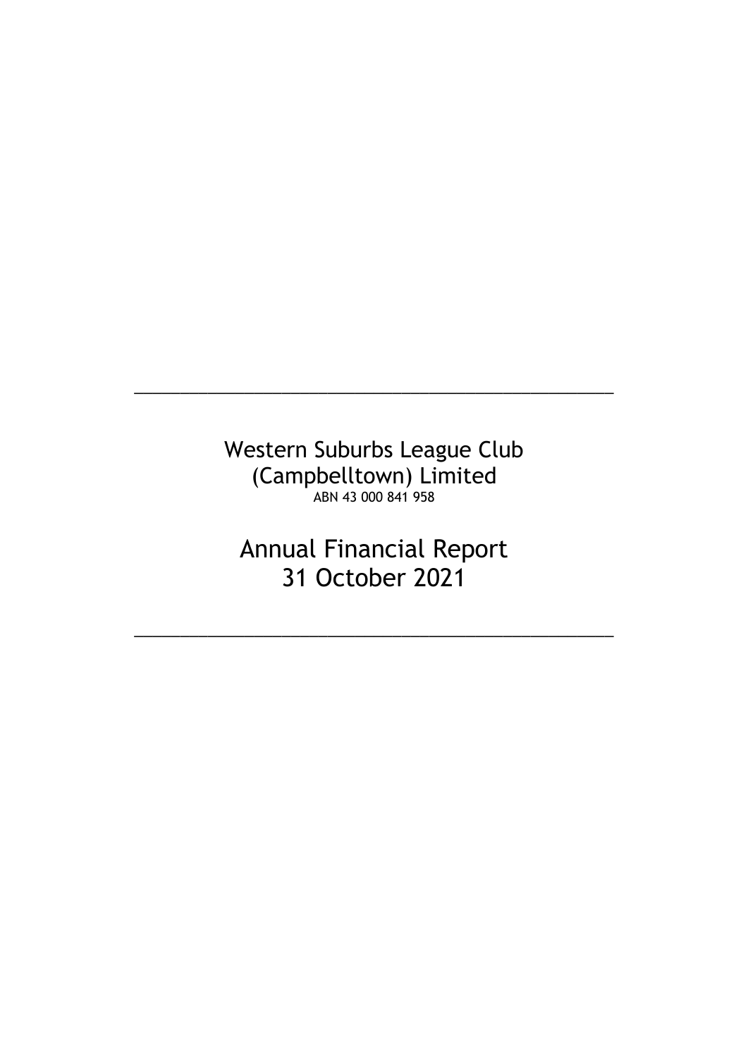---

# Western Suburbs League Club (Campbelltown) Limited

ABN 43 000 841 958

# Annual Financial Report
# 31 October 2021

---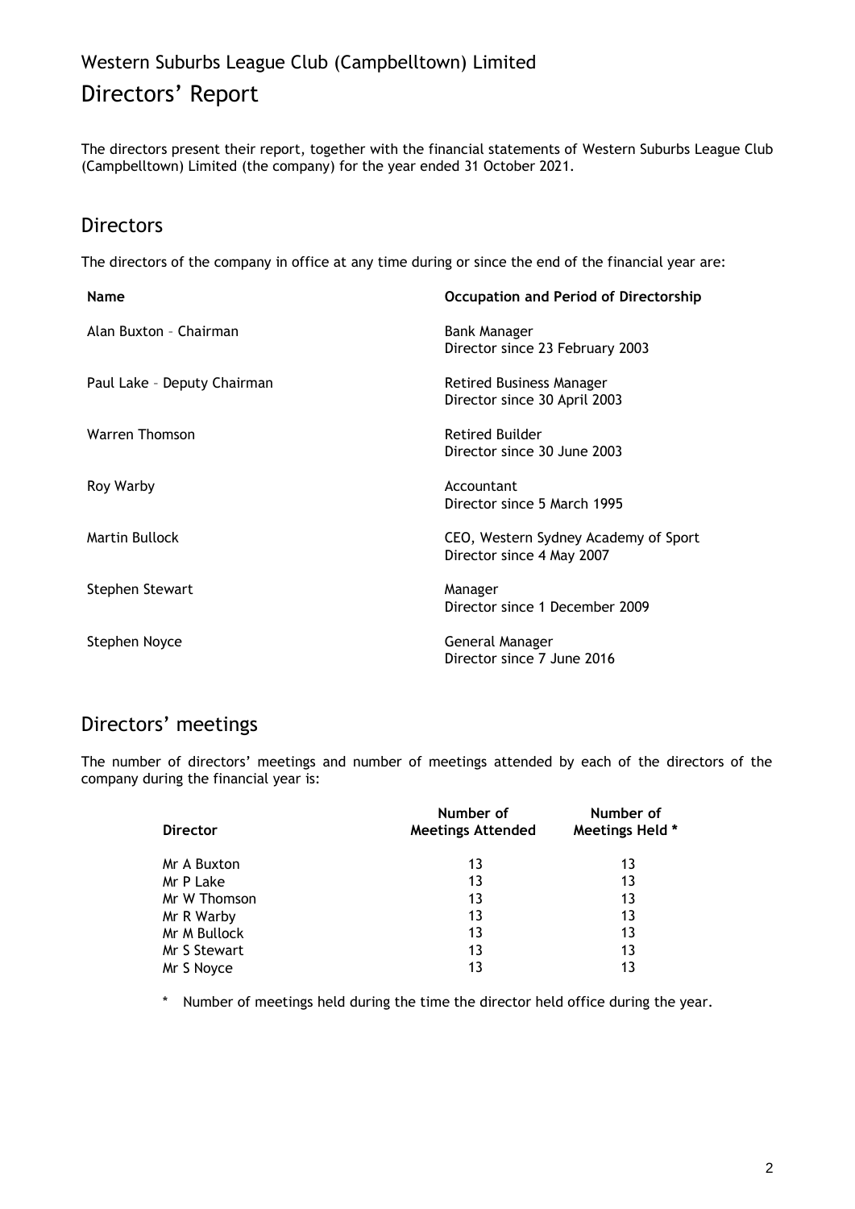# Western Suburbs League Club (Campbelltown) Limited

# Directors' Report

The directors present their report, together with the financial statements of Western Suburbs League Club (Campbelltown) Limited (the company) for the year ended 31 October 2021.

## Directors

The directors of the company in office at any time during or since the end of the financial year are:

| Name | Occupation and Period of Directorship |
|---|---|
| Alan Buxton – Chairman | Bank Manager<br>Director since 23 February 2003 |
| Paul Lake – Deputy Chairman | Retired Business Manager<br>Director since 30 April 2003 |
| Warren Thomson | Retired Builder<br>Director since 30 June 2003 |
| Roy Warby | Accountant<br>Director since 5 March 1995 |
| Martin Bullock | CEO, Western Sydney Academy of Sport<br>Director since 4 May 2007 |
| Stephen Stewart | Manager<br>Director since 1 December 2009 |
| Stephen Noyce | General Manager<br>Director since 7 June 2016 |

## Directors' meetings

The number of directors' meetings and number of meetings attended by each of the directors of the company during the financial year is:

| Director | Number of Meetings Attended | Number of Meetings Held * |
|---|---|---|
| Mr A Buxton | 13 | 13 |
| Mr P Lake | 13 | 13 |
| Mr W Thomson | 13 | 13 |
| Mr R Warby | 13 | 13 |
| Mr M Bullock | 13 | 13 |
| Mr S Stewart | 13 | 13 |
| Mr S Noyce | 13 | 13 |

\* Number of meetings held during the time the director held office during the year.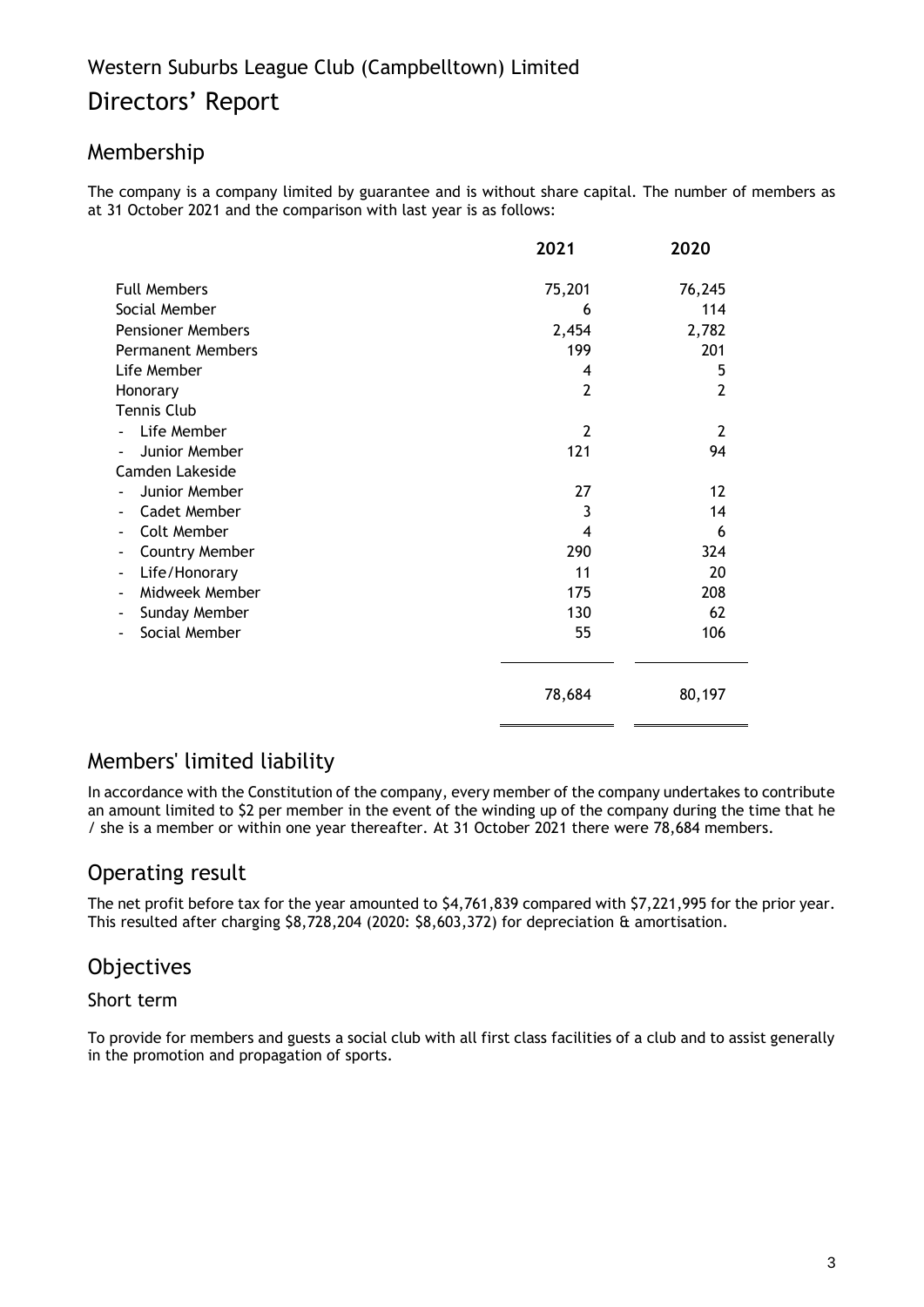Western Suburbs League Club (Campbelltown) Limited

# Directors' Report

## Membership

The company is a company limited by guarantee and is without share capital. The number of members as at 31 October 2021 and the comparison with last year is as follows:

| | 2021 | 2020 |
|---|---|---|
| Full Members | 75,201 | 76,245 |
| Social Member | 6 | 114 |
| Pensioner Members | 2,454 | 2,782 |
| Permanent Members | 199 | 201 |
| Life Member | 4 | 5 |
| Honorary | 2 | 2 |
| Tennis Club | | |
| - Life Member | 2 | 2 |
| - Junior Member | 121 | 94 |
| Camden Lakeside | | |
| - Junior Member | 27 | 12 |
| - Cadet Member | 3 | 14 |
| - Colt Member | 4 | 6 |
| - Country Member | 290 | 324 |
| - Life/Honorary | 11 | 20 |
| - Midweek Member | 175 | 208 |
| - Sunday Member | 130 | 62 |
| - Social Member | 55 | 106 |
| | 78,684 | 80,197 |

## Members' limited liability

In accordance with the Constitution of the company, every member of the company undertakes to contribute an amount limited to $2 per member in the event of the winding up of the company during the time that he / she is a member or within one year thereafter. At 31 October 2021 there were 78,684 members.

## Operating result

The net profit before tax for the year amounted to $4,761,839 compared with $7,221,995 for the prior year. This resulted after charging $8,728,204 (2020: $8,603,372) for depreciation & amortisation.

## Objectives

### Short term

To provide for members and guests a social club with all first class facilities of a club and to assist generally in the promotion and propagation of sports.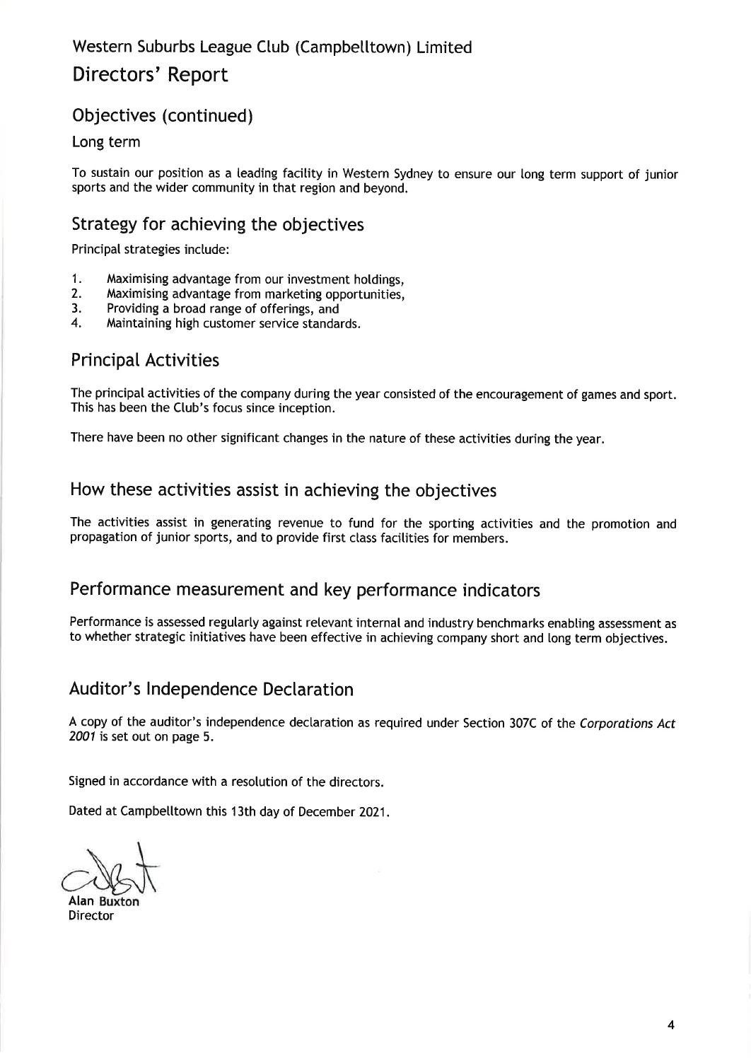Western Suburbs League Club (Campbelltown) Limited

# Directors' Report

## Objectives (continued)

### Long term

To sustain our position as a leading facility in Western Sydney to ensure our long term support of junior sports and the wider community in that region and beyond.

## Strategy for achieving the objectives

Principal strategies include:

1. Maximising advantage from our investment holdings,
2. Maximising advantage from marketing opportunities,
3. Providing a broad range of offerings, and
4. Maintaining high customer service standards.

## Principal Activities

The principal activities of the company during the year consisted of the encouragement of games and sport. This has been the Club's focus since inception.

There have been no other significant changes in the nature of these activities during the year.

## How these activities assist in achieving the objectives

The activities assist in generating revenue to fund for the sporting activities and the promotion and propagation of junior sports, and to provide first class facilities for members.

## Performance measurement and key performance indicators

Performance is assessed regularly against relevant internal and industry benchmarks enabling assessment as to whether strategic initiatives have been effective in achieving company short and long term objectives.

## Auditor's Independence Declaration

A copy of the auditor's independence declaration as required under Section 307C of the *Corporations Act 2001* is set out on page 5.

Signed in accordance with a resolution of the directors.

Dated at Campbelltown this 13th day of December 2021.

**Alan Buxton**
Director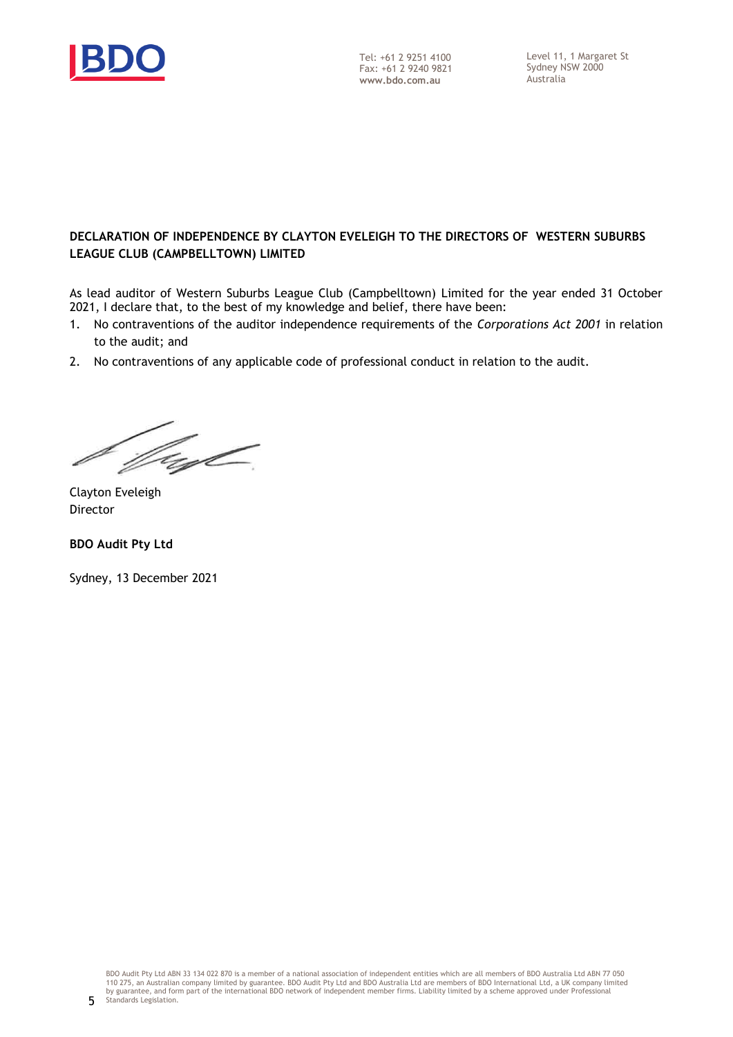Tel: +61 2 9251 4100
Fax: +61 2 9240 9821
**www.bdo.com.au**

Level 11, 1 Margaret St
Sydney NSW 2000
Australia

**DECLARATION OF INDEPENDENCE BY CLAYTON EVELEIGH TO THE DIRECTORS OF WESTERN SUBURBS LEAGUE CLUB (CAMPBELLTOWN) LIMITED**

As lead auditor of Western Suburbs League Club (Campbelltown) Limited for the year ended 31 October 2021, I declare that, to the best of my knowledge and belief, there have been:

1. No contraventions of the auditor independence requirements of the *Corporations Act 2001* in relation to the audit; and
2. No contraventions of any applicable code of professional conduct in relation to the audit.

Clayton Eveleigh
Director

**BDO Audit Pty Ltd**

Sydney, 13 December 2021

BDO Audit Pty Ltd ABN 33 134 022 870 is a member of a national association of independent entities which are all members of BDO Australia Ltd ABN 77 050 110 275, an Australian company limited by guarantee. BDO Audit Pty Ltd and BDO Australia Ltd are members of BDO International Ltd, a UK company limited by guarantee, and form part of the international BDO network of independent member firms. Liability limited by a scheme approved under Professional Standards Legislation.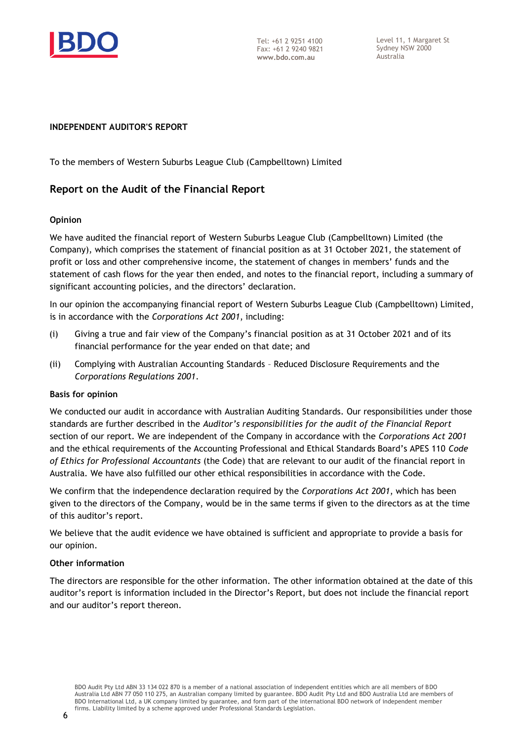Tel: +61 2 9251 4100
Fax: +61 2 9240 9821
www.bdo.com.au

Level 11, 1 Margaret St
Sydney NSW 2000
Australia

**INDEPENDENT AUDITOR'S REPORT**

To the members of Western Suburbs League Club (Campbelltown) Limited

## Report on the Audit of the Financial Report

### Opinion

We have audited the financial report of Western Suburbs League Club (Campbelltown) Limited (the Company), which comprises the statement of financial position as at 31 October 2021, the statement of profit or loss and other comprehensive income, the statement of changes in members' funds and the statement of cash flows for the year then ended, and notes to the financial report, including a summary of significant accounting policies, and the directors' declaration.

In our opinion the accompanying financial report of Western Suburbs League Club (Campbelltown) Limited, is in accordance with the *Corporations Act 2001*, including:

(i) Giving a true and fair view of the Company's financial position as at 31 October 2021 and of its financial performance for the year ended on that date; and

(ii) Complying with Australian Accounting Standards – Reduced Disclosure Requirements and the *Corporations Regulations 2001*.

### Basis for opinion

We conducted our audit in accordance with Australian Auditing Standards. Our responsibilities under those standards are further described in the *Auditor's responsibilities for the audit of the Financial Report* section of our report. We are independent of the Company in accordance with the *Corporations Act 2001* and the ethical requirements of the Accounting Professional and Ethical Standards Board's APES 110 *Code of Ethics for Professional Accountants* (the Code) that are relevant to our audit of the financial report in Australia. We have also fulfilled our other ethical responsibilities in accordance with the Code.

We confirm that the independence declaration required by the *Corporations Act 2001*, which has been given to the directors of the Company, would be in the same terms if given to the directors as at the time of this auditor's report.

We believe that the audit evidence we have obtained is sufficient and appropriate to provide a basis for our opinion.

### Other information

The directors are responsible for the other information. The other information obtained at the date of this auditor's report is information included in the Director's Report, but does not include the financial report and our auditor's report thereon.

BDO Audit Pty Ltd ABN 33 134 022 870 is a member of a national association of independent entities which are all members of BDO Australia Ltd ABN 77 050 110 275, an Australian company limited by guarantee. BDO Audit Pty Ltd and BDO Australia Ltd are members of BDO International Ltd, a UK company limited by guarantee, and form part of the international BDO network of independent member firms. Liability limited by a scheme approved under Professional Standards Legislation.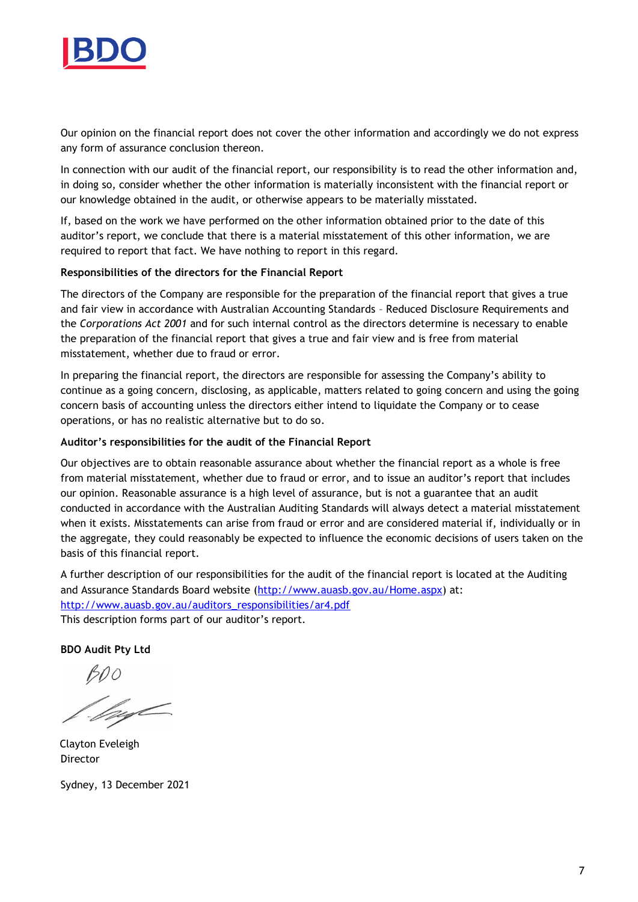Our opinion on the financial report does not cover the other information and accordingly we do not express any form of assurance conclusion thereon.

In connection with our audit of the financial report, our responsibility is to read the other information and, in doing so, consider whether the other information is materially inconsistent with the financial report or our knowledge obtained in the audit, or otherwise appears to be materially misstated.

If, based on the work we have performed on the other information obtained prior to the date of this auditor's report, we conclude that there is a material misstatement of this other information, we are required to report that fact. We have nothing to report in this regard.

**Responsibilities of the directors for the Financial Report**

The directors of the Company are responsible for the preparation of the financial report that gives a true and fair view in accordance with Australian Accounting Standards – Reduced Disclosure Requirements and the *Corporations Act 2001* and for such internal control as the directors determine is necessary to enable the preparation of the financial report that gives a true and fair view and is free from material misstatement, whether due to fraud or error.

In preparing the financial report, the directors are responsible for assessing the Company's ability to continue as a going concern, disclosing, as applicable, matters related to going concern and using the going concern basis of accounting unless the directors either intend to liquidate the Company or to cease operations, or has no realistic alternative but to do so.

**Auditor's responsibilities for the audit of the Financial Report**

Our objectives are to obtain reasonable assurance about whether the financial report as a whole is free from material misstatement, whether due to fraud or error, and to issue an auditor's report that includes our opinion. Reasonable assurance is a high level of assurance, but is not a guarantee that an audit conducted in accordance with the Australian Auditing Standards will always detect a material misstatement when it exists. Misstatements can arise from fraud or error and are considered material if, individually or in the aggregate, they could reasonably be expected to influence the economic decisions of users taken on the basis of this financial report.

A further description of our responsibilities for the audit of the financial report is located at the Auditing and Assurance Standards Board website (http://www.auasb.gov.au/Home.aspx) at:
http://www.auasb.gov.au/auditors_responsibilities/ar4.pdf
This description forms part of our auditor's report.

**BDO Audit Pty Ltd**

BDO

Clayton Eveleigh
Director

Sydney, 13 December 2021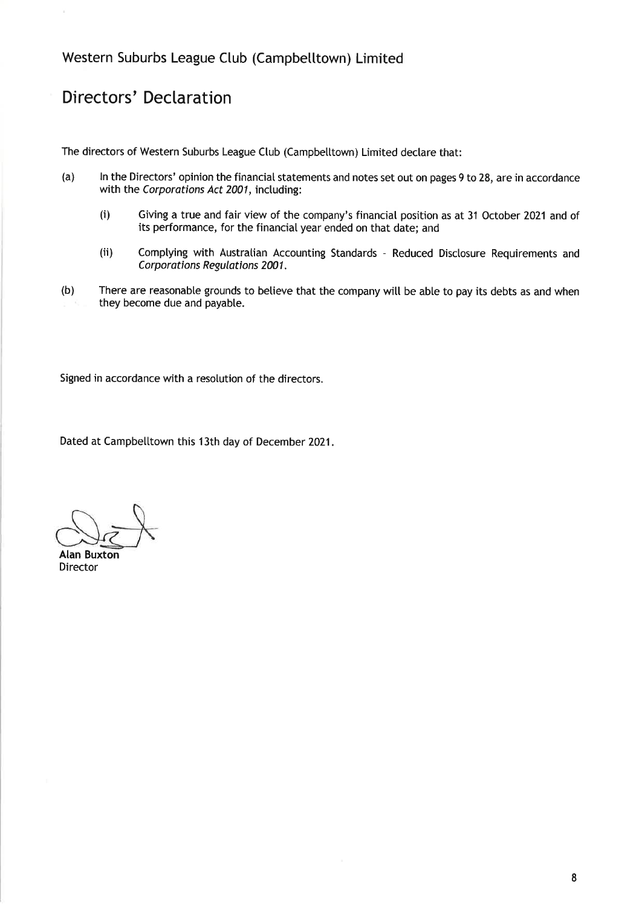Western Suburbs League Club (Campbelltown) Limited

# Directors' Declaration

The directors of Western Suburbs League Club (Campbelltown) Limited declare that:

(a) In the Directors' opinion the financial statements and notes set out on pages 9 to 28, are in accordance with the *Corporations Act 2001*, including:

  (i) Giving a true and fair view of the company's financial position as at 31 October 2021 and of its performance, for the financial year ended on that date; and

  (ii) Complying with Australian Accounting Standards - Reduced Disclosure Requirements and *Corporations Regulations 2001*.

(b) There are reasonable grounds to believe that the company will be able to pay its debts as and when they become due and payable.

Signed in accordance with a resolution of the directors.

Dated at Campbelltown this 13th day of December 2021.

**Alan Buxton**
Director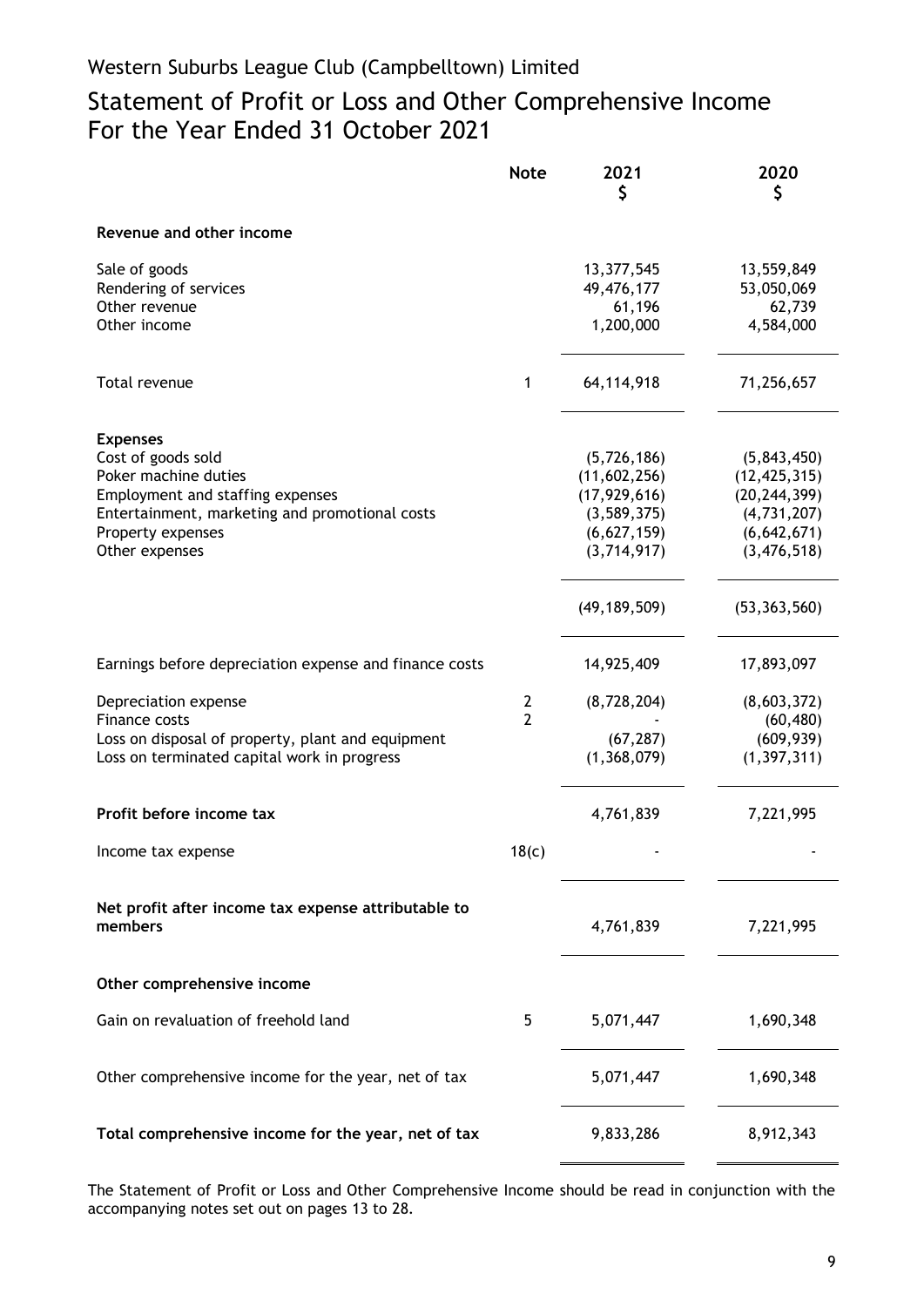# Western Suburbs League Club (Campbelltown) Limited

## Statement of Profit or Loss and Other Comprehensive Income
## For the Year Ended 31 October 2021

| | Note | 2021 $ | 2020 $ |
|---|---|---|---|
| **Revenue and other income** | | | |
| Sale of goods | | 13,377,545 | 13,559,849 |
| Rendering of services | | 49,476,177 | 53,050,069 |
| Other revenue | | 61,196 | 62,739 |
| Other income | | 1,200,000 | 4,584,000 |
| Total revenue | 1 | 64,114,918 | 71,256,657 |
| **Expenses** | | | |
| Cost of goods sold | | (5,726,186) | (5,843,450) |
| Poker machine duties | | (11,602,256) | (12,425,315) |
| Employment and staffing expenses | | (17,929,616) | (20,244,399) |
| Entertainment, marketing and promotional costs | | (3,589,375) | (4,731,207) |
| Property expenses | | (6,627,159) | (6,642,671) |
| Other expenses | | (3,714,917) | (3,476,518) |
| | | (49,189,509) | (53,363,560) |
| Earnings before depreciation expense and finance costs | | 14,925,409 | 17,893,097 |
| Depreciation expense | 2 | (8,728,204) | (8,603,372) |
| Finance costs | 2 | - | (60,480) |
| Loss on disposal of property, plant and equipment | | (67,287) | (609,939) |
| Loss on terminated capital work in progress | | (1,368,079) | (1,397,311) |
| **Profit before income tax** | | 4,761,839 | 7,221,995 |
| Income tax expense | 18(c) | - | - |
| **Net profit after income tax expense attributable to members** | | 4,761,839 | 7,221,995 |
| **Other comprehensive income** | | | |
| Gain on revaluation of freehold land | 5 | 5,071,447 | 1,690,348 |
| Other comprehensive income for the year, net of tax | | 5,071,447 | 1,690,348 |
| **Total comprehensive income for the year, net of tax** | | 9,833,286 | 8,912,343 |

The Statement of Profit or Loss and Other Comprehensive Income should be read in conjunction with the accompanying notes set out on pages 13 to 28.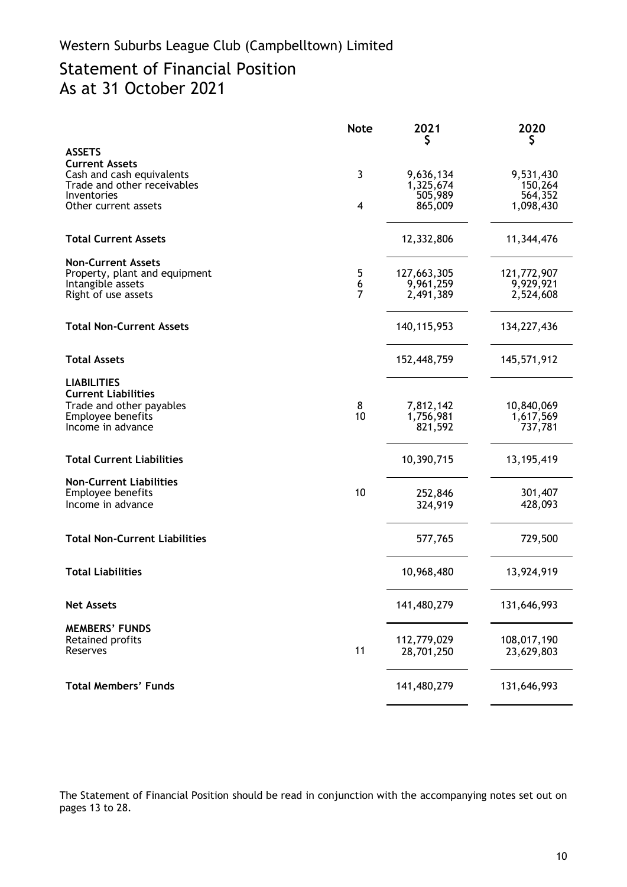Western Suburbs League Club (Campbelltown) Limited

# Statement of Financial Position
## As at 31 October 2021

| | Note | 2021<br>$ | 2020<br>$ |
|---|---|---|---|
| **ASSETS** | | | |
| **Current Assets** | | | |
| Cash and cash equivalents | 3 | 9,636,134 | 9,531,430 |
| Trade and other receivables | | 1,325,674 | 150,264 |
| Inventories | | 505,989 | 564,352 |
| Other current assets | 4 | 865,009 | 1,098,430 |
| **Total Current Assets** | | 12,332,806 | 11,344,476 |
| **Non-Current Assets** | | | |
| Property, plant and equipment | 5 | 127,663,305 | 121,772,907 |
| Intangible assets | 6 | 9,961,259 | 9,929,921 |
| Right of use assets | 7 | 2,491,389 | 2,524,608 |
| **Total Non-Current Assets** | | 140,115,953 | 134,227,436 |
| **Total Assets** | | 152,448,759 | 145,571,912 |
| **LIABILITIES** | | | |
| **Current Liabilities** | | | |
| Trade and other payables | 8 | 7,812,142 | 10,840,069 |
| Employee benefits | 10 | 1,756,981 | 1,617,569 |
| Income in advance | | 821,592 | 737,781 |
| **Total Current Liabilities** | | 10,390,715 | 13,195,419 |
| **Non-Current Liabilities** | | | |
| Employee benefits | 10 | 252,846 | 301,407 |
| Income in advance | | 324,919 | 428,093 |
| **Total Non-Current Liabilities** | | 577,765 | 729,500 |
| **Total Liabilities** | | 10,968,480 | 13,924,919 |
| **Net Assets** | | 141,480,279 | 131,646,993 |
| **MEMBERS' FUNDS** | | | |
| Retained profits | | 112,779,029 | 108,017,190 |
| Reserves | 11 | 28,701,250 | 23,629,803 |
| **Total Members' Funds** | | 141,480,279 | 131,646,993 |

The Statement of Financial Position should be read in conjunction with the accompanying notes set out on pages 13 to 28.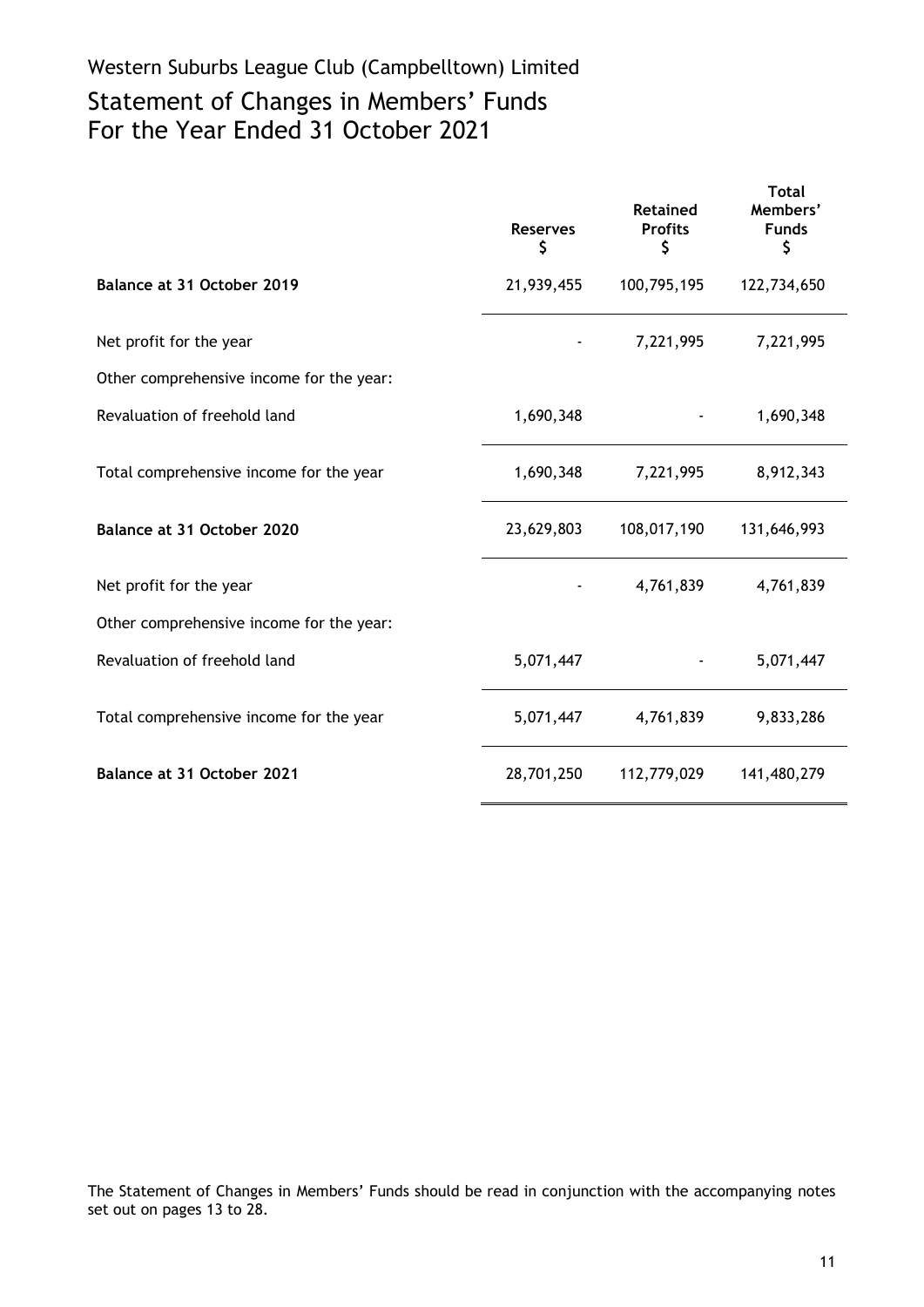# Western Suburbs League Club (Campbelltown) Limited

# Statement of Changes in Members' Funds
# For the Year Ended 31 October 2021

| | Reserves $ | Retained Profits $ | Total Members' Funds $ |
|---|---|---|---|
| **Balance at 31 October 2019** | 21,939,455 | 100,795,195 | 122,734,650 |
| Net profit for the year | - | 7,221,995 | 7,221,995 |
| Other comprehensive income for the year: | | | |
| Revaluation of freehold land | 1,690,348 | - | 1,690,348 |
| Total comprehensive income for the year | 1,690,348 | 7,221,995 | 8,912,343 |
| **Balance at 31 October 2020** | 23,629,803 | 108,017,190 | 131,646,993 |
| Net profit for the year | - | 4,761,839 | 4,761,839 |
| Other comprehensive income for the year: | | | |
| Revaluation of freehold land | 5,071,447 | - | 5,071,447 |
| Total comprehensive income for the year | 5,071,447 | 4,761,839 | 9,833,286 |
| **Balance at 31 October 2021** | 28,701,250 | 112,779,029 | 141,480,279 |

The Statement of Changes in Members' Funds should be read in conjunction with the accompanying notes set out on pages 13 to 28.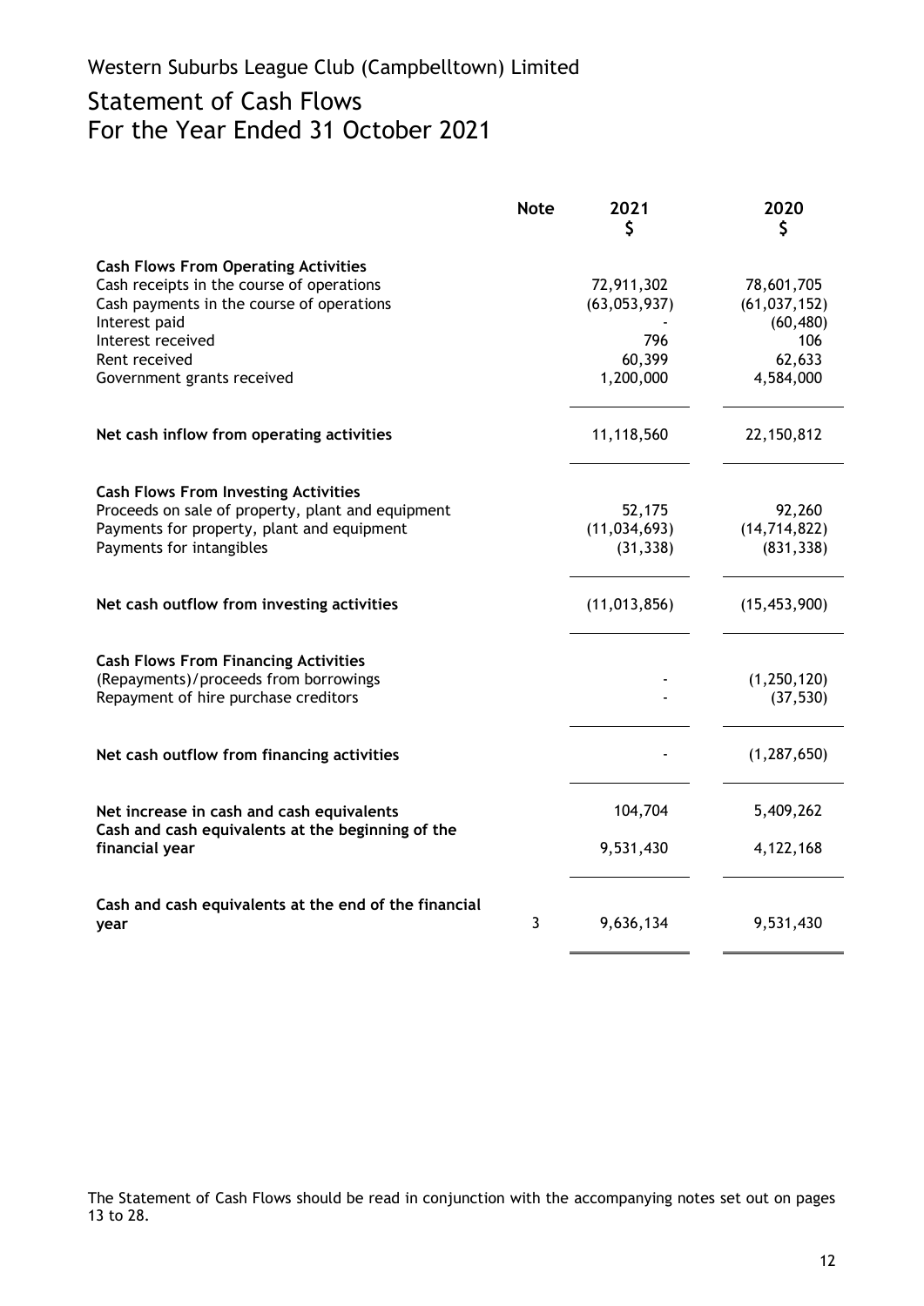Western Suburbs League Club (Campbelltown) Limited

# Statement of Cash Flows
## For the Year Ended 31 October 2021

| | Note | 2021<br>$ | 2020<br>$ |
|---|---|---|---|
| **Cash Flows From Operating Activities** | | | |
| Cash receipts in the course of operations | | 72,911,302 | 78,601,705 |
| Cash payments in the course of operations | | (63,053,937) | (61,037,152) |
| Interest paid | | - | (60,480) |
| Interest received | | 796 | 106 |
| Rent received | | 60,399 | 62,633 |
| Government grants received | | 1,200,000 | 4,584,000 |
| **Net cash inflow from operating activities** | | 11,118,560 | 22,150,812 |
| **Cash Flows From Investing Activities** | | | |
| Proceeds on sale of property, plant and equipment | | 52,175 | 92,260 |
| Payments for property, plant and equipment | | (11,034,693) | (14,714,822) |
| Payments for intangibles | | (31,338) | (831,338) |
| **Net cash outflow from investing activities** | | (11,013,856) | (15,453,900) |
| **Cash Flows From Financing Activities** | | | |
| (Repayments)/proceeds from borrowings | | - | (1,250,120) |
| Repayment of hire purchase creditors | | - | (37,530) |
| **Net cash outflow from financing activities** | | - | (1,287,650) |
| **Net increase in cash and cash equivalents** | | 104,704 | 5,409,262 |
| **Cash and cash equivalents at the beginning of the financial year** | | 9,531,430 | 4,122,168 |
| **Cash and cash equivalents at the end of the financial year** | 3 | 9,636,134 | 9,531,430 |

The Statement of Cash Flows should be read in conjunction with the accompanying notes set out on pages 13 to 28.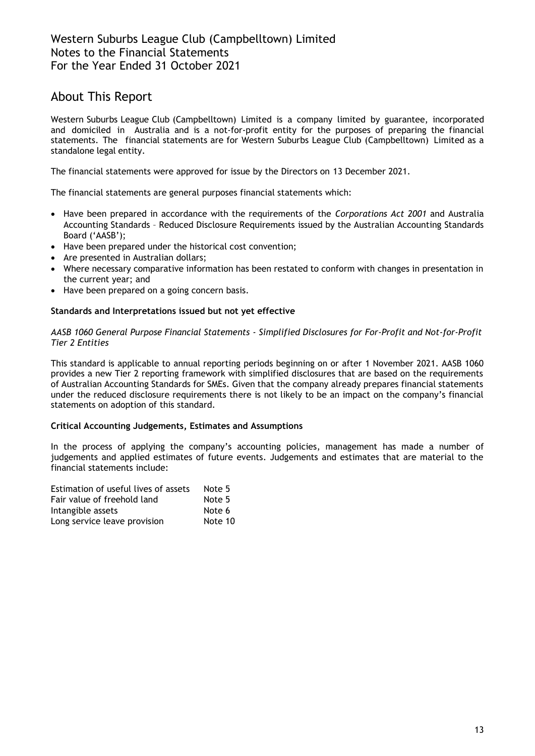# About This Report

Western Suburbs League Club (Campbelltown) Limited is a company limited by guarantee, incorporated and domiciled in Australia and is a not-for-profit entity for the purposes of preparing the financial statements. The financial statements are for Western Suburbs League Club (Campbelltown) Limited as a standalone legal entity.

The financial statements were approved for issue by the Directors on 13 December 2021.

The financial statements are general purposes financial statements which:

- Have been prepared in accordance with the requirements of the *Corporations Act 2001* and Australia Accounting Standards – Reduced Disclosure Requirements issued by the Australian Accounting Standards Board ('AASB');
- Have been prepared under the historical cost convention;
- Are presented in Australian dollars;
- Where necessary comparative information has been restated to conform with changes in presentation in the current year; and
- Have been prepared on a going concern basis.

**Standards and Interpretations issued but not yet effective**

*AASB 1060 General Purpose Financial Statements - Simplified Disclosures for For-Profit and Not-for-Profit Tier 2 Entities*

This standard is applicable to annual reporting periods beginning on or after 1 November 2021. AASB 1060 provides a new Tier 2 reporting framework with simplified disclosures that are based on the requirements of Australian Accounting Standards for SMEs. Given that the company already prepares financial statements under the reduced disclosure requirements there is not likely to be an impact on the company's financial statements on adoption of this standard.

**Critical Accounting Judgements, Estimates and Assumptions**

In the process of applying the company's accounting policies, management has made a number of judgements and applied estimates of future events. Judgements and estimates that are material to the financial statements include:

| | |
|---|---|
| Estimation of useful lives of assets | Note 5 |
| Fair value of freehold land | Note 5 |
| Intangible assets | Note 6 |
| Long service leave provision | Note 10 |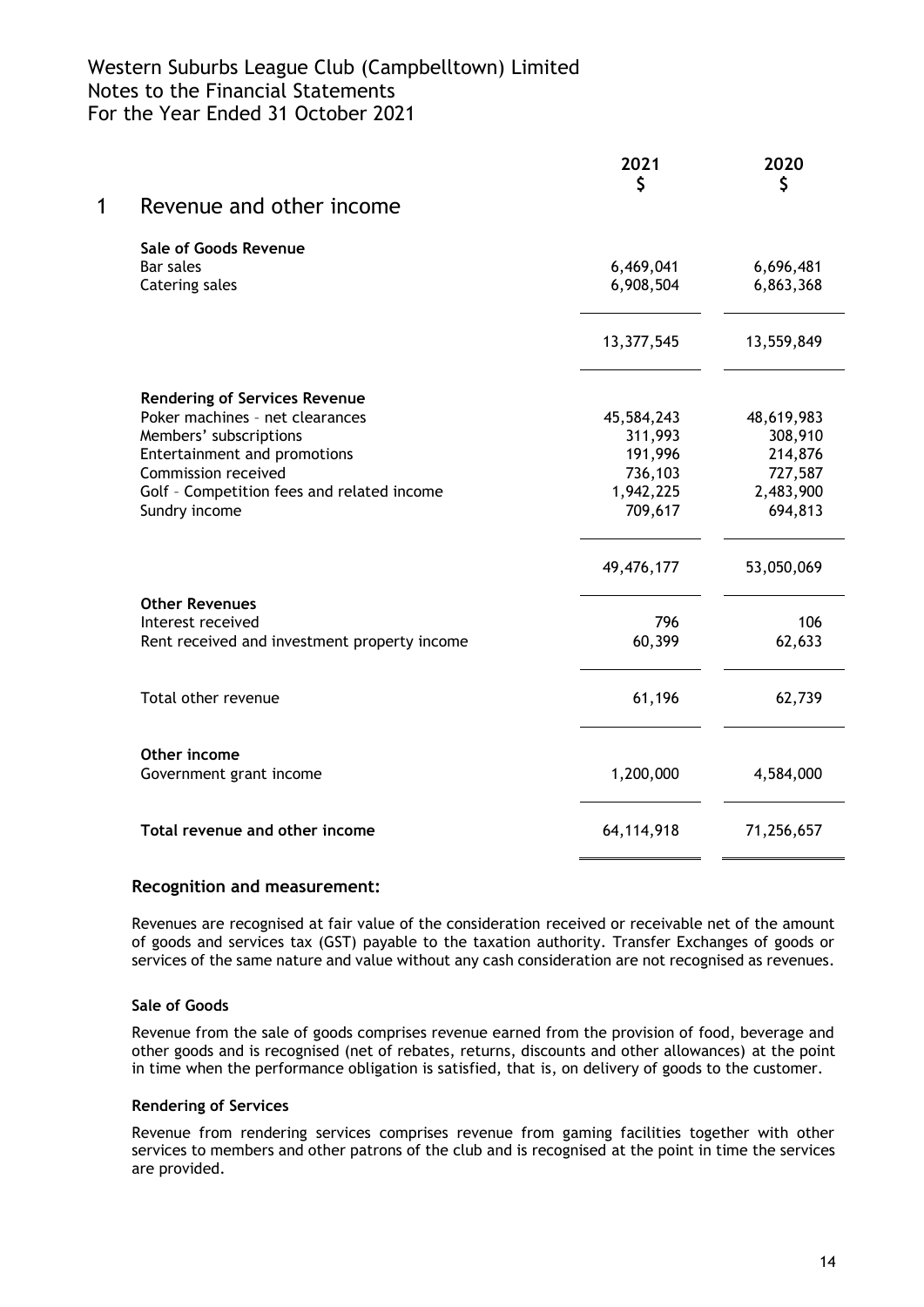Western Suburbs League Club (Campbelltown) Limited
Notes to the Financial Statements
For the Year Ended 31 October 2021

## 1 Revenue and other income

| | 2021<br>$ | 2020<br>$ |
|---|---|---|
| **Sale of Goods Revenue** | | |
| Bar sales | 6,469,041 | 6,696,481 |
| Catering sales | 6,908,504 | 6,863,368 |
| | 13,377,545 | 13,559,849 |
| **Rendering of Services Revenue** | | |
| Poker machines – net clearances | 45,584,243 | 48,619,983 |
| Members' subscriptions | 311,993 | 308,910 |
| Entertainment and promotions | 191,996 | 214,876 |
| Commission received | 736,103 | 727,587 |
| Golf – Competition fees and related income | 1,942,225 | 2,483,900 |
| Sundry income | 709,617 | 694,813 |
| | 49,476,177 | 53,050,069 |
| **Other Revenues** | | |
| Interest received | 796 | 106 |
| Rent received and investment property income | 60,399 | 62,633 |
| Total other revenue | 61,196 | 62,739 |
| **Other income** | | |
| Government grant income | 1,200,000 | 4,584,000 |
| **Total revenue and other income** | 64,114,918 | 71,256,657 |

### Recognition and measurement:

Revenues are recognised at fair value of the consideration received or receivable net of the amount of goods and services tax (GST) payable to the taxation authority. Transfer Exchanges of goods or services of the same nature and value without any cash consideration are not recognised as revenues.

#### Sale of Goods

Revenue from the sale of goods comprises revenue earned from the provision of food, beverage and other goods and is recognised (net of rebates, returns, discounts and other allowances) at the point in time when the performance obligation is satisfied, that is, on delivery of goods to the customer.

#### Rendering of Services

Revenue from rendering services comprises revenue from gaming facilities together with other services to members and other patrons of the club and is recognised at the point in time the services are provided.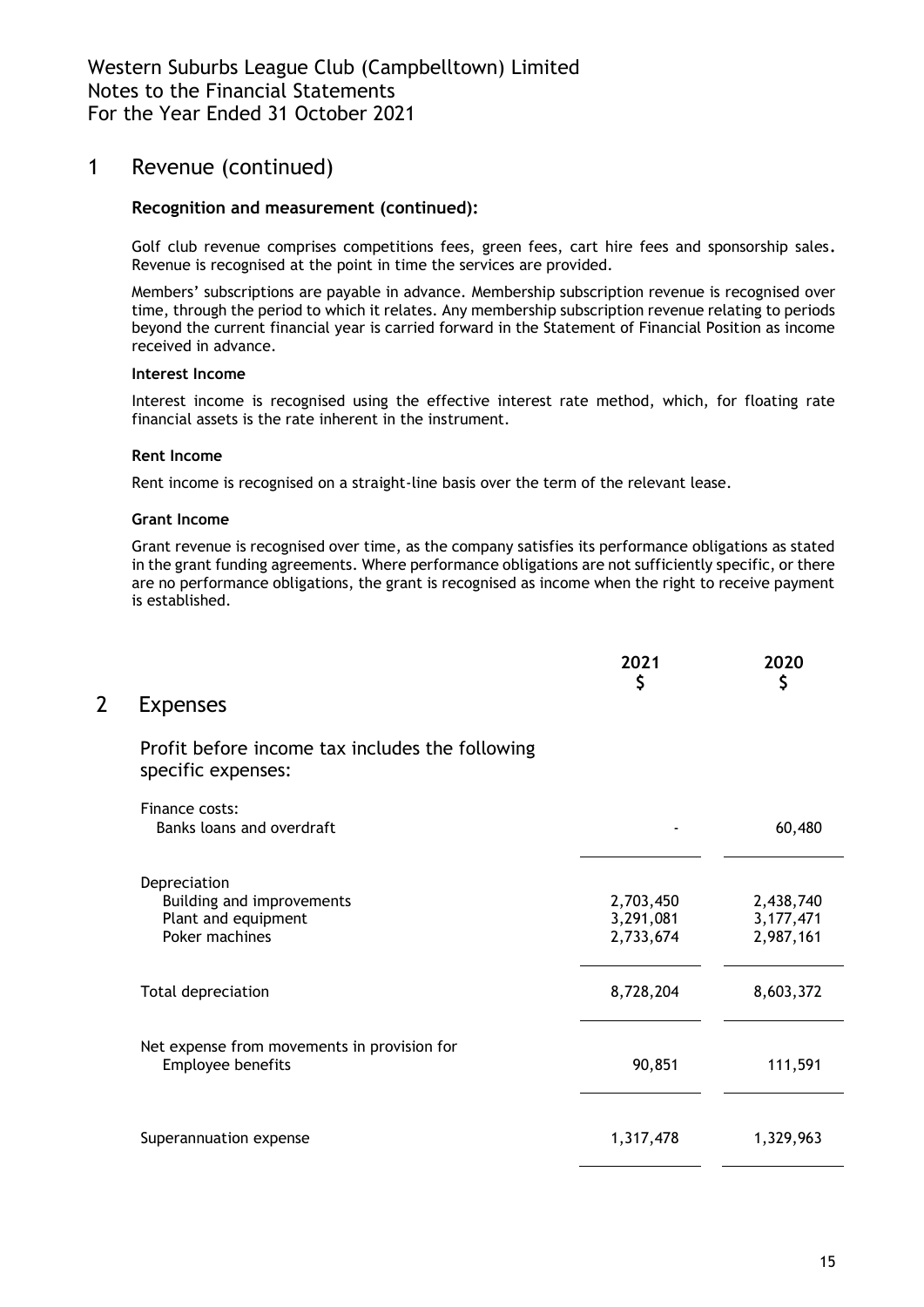## 1 Revenue (continued)

**Recognition and measurement (continued):**

Golf club revenue comprises competitions fees, green fees, cart hire fees and sponsorship sales. Revenue is recognised at the point in time the services are provided.

Members' subscriptions are payable in advance. Membership subscription revenue is recognised over time, through the period to which it relates. Any membership subscription revenue relating to periods beyond the current financial year is carried forward in the Statement of Financial Position as income received in advance.

**Interest Income**

Interest income is recognised using the effective interest rate method, which, for floating rate financial assets is the rate inherent in the instrument.

**Rent Income**

Rent income is recognised on a straight-line basis over the term of the relevant lease.

**Grant Income**

Grant revenue is recognised over time, as the company satisfies its performance obligations as stated in the grant funding agreements. Where performance obligations are not sufficiently specific, or there are no performance obligations, the grant is recognised as income when the right to receive payment is established.

## 2 Expenses

Profit before income tax includes the following specific expenses:

| | 2021 $ | 2020 $ |
|---|---|---|
| Finance costs: | | |
| Banks loans and overdraft | - | 60,480 |
| Depreciation | | |
| Building and improvements | 2,703,450 | 2,438,740 |
| Plant and equipment | 3,291,081 | 3,177,471 |
| Poker machines | 2,733,674 | 2,987,161 |
| Total depreciation | 8,728,204 | 8,603,372 |
| Net expense from movements in provision for Employee benefits | 90,851 | 111,591 |
| Superannuation expense | 1,317,478 | 1,329,963 |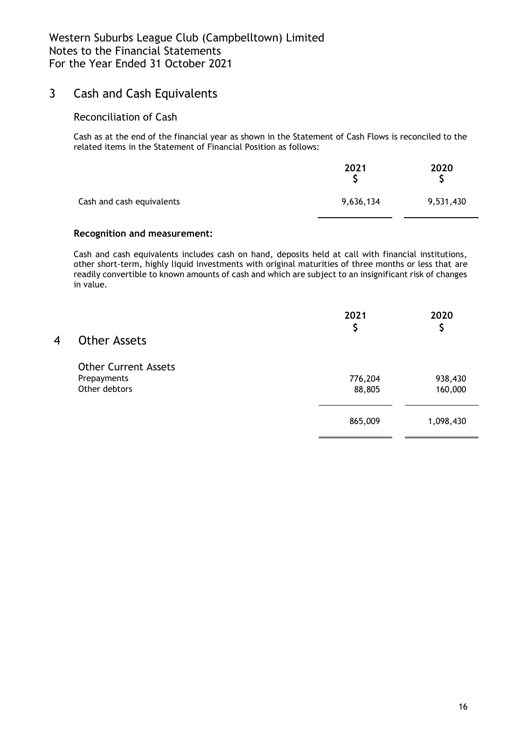## 3 Cash and Cash Equivalents

### Reconciliation of Cash

Cash as at the end of the financial year as shown in the Statement of Cash Flows is reconciled to the related items in the Statement of Financial Position as follows:

| | 2021<br>$ | 2020<br>$ |
|---|---|---|
| Cash and cash equivalents | 9,636,134 | 9,531,430 |

**Recognition and measurement:**

Cash and cash equivalents includes cash on hand, deposits held at call with financial institutions, other short-term, highly liquid investments with original maturities of three months or less that are readily convertible to known amounts of cash and which are subject to an insignificant risk of changes in value.

## 4 Other Assets

| | 2021<br>$ | 2020<br>$ |
|---|---|---|
| **Other Current Assets** | | |
| Prepayments | 776,204 | 938,430 |
| Other debtors | 88,805 | 160,000 |
| | 865,009 | 1,098,430 |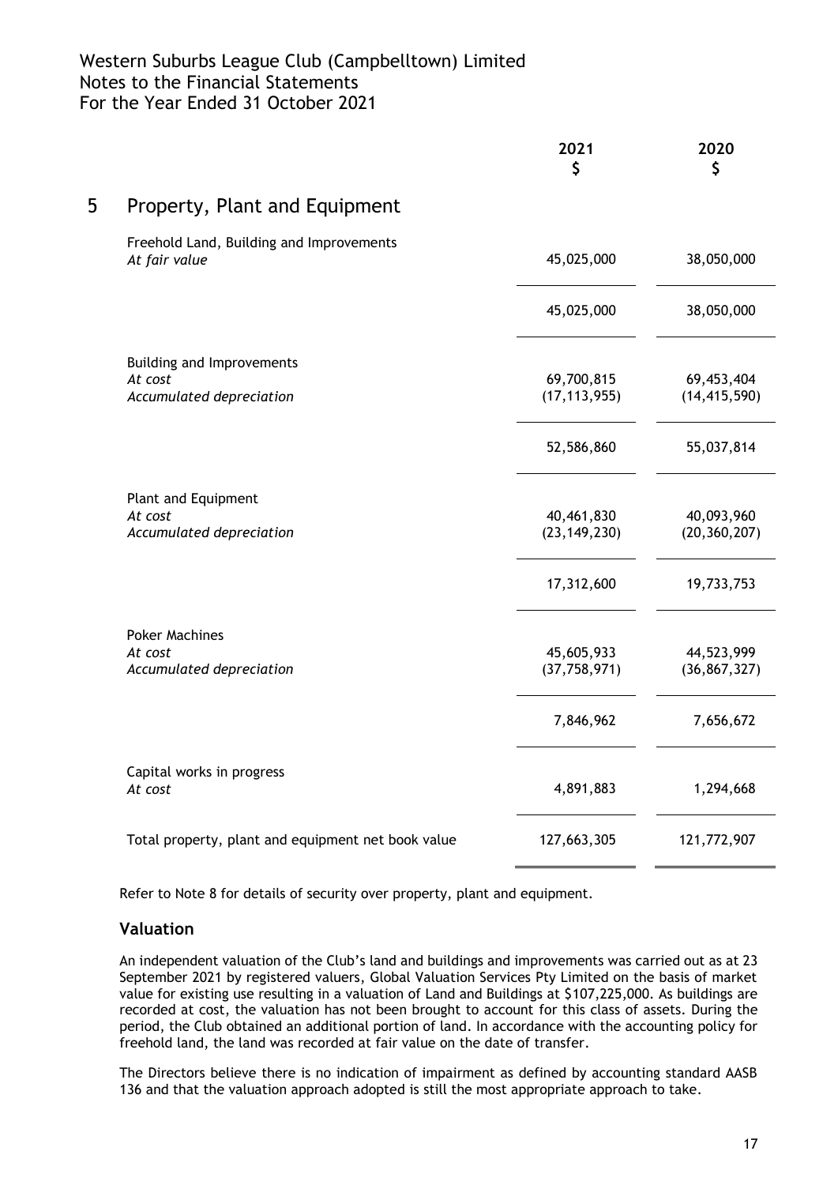Western Suburbs League Club (Campbelltown) Limited
Notes to the Financial Statements
For the Year Ended 31 October 2021

## 5 Property, Plant and Equipment

| | 2021 $ | 2020 $ |
|---|---|---|
| Freehold Land, Building and Improvements | | |
| *At fair value* | 45,025,000 | 38,050,000 |
| | 45,025,000 | 38,050,000 |
| Building and Improvements | | |
| *At cost* | 69,700,815 | 69,453,404 |
| *Accumulated depreciation* | (17,113,955) | (14,415,590) |
| | 52,586,860 | 55,037,814 |
| Plant and Equipment | | |
| *At cost* | 40,461,830 | 40,093,960 |
| *Accumulated depreciation* | (23,149,230) | (20,360,207) |
| | 17,312,600 | 19,733,753 |
| Poker Machines | | |
| *At cost* | 45,605,933 | 44,523,999 |
| *Accumulated depreciation* | (37,758,971) | (36,867,327) |
| | 7,846,962 | 7,656,672 |
| Capital works in progress | | |
| *At cost* | 4,891,883 | 1,294,668 |
| Total property, plant and equipment net book value | 127,663,305 | 121,772,907 |

Refer to Note 8 for details of security over property, plant and equipment.

### Valuation

An independent valuation of the Club's land and buildings and improvements was carried out as at 23 September 2021 by registered valuers, Global Valuation Services Pty Limited on the basis of market value for existing use resulting in a valuation of Land and Buildings at $107,225,000. As buildings are recorded at cost, the valuation has not been brought to account for this class of assets. During the period, the Club obtained an additional portion of land. In accordance with the accounting policy for freehold land, the land was recorded at fair value on the date of transfer.

The Directors believe there is no indication of impairment as defined by accounting standard AASB 136 and that the valuation approach adopted is still the most appropriate approach to take.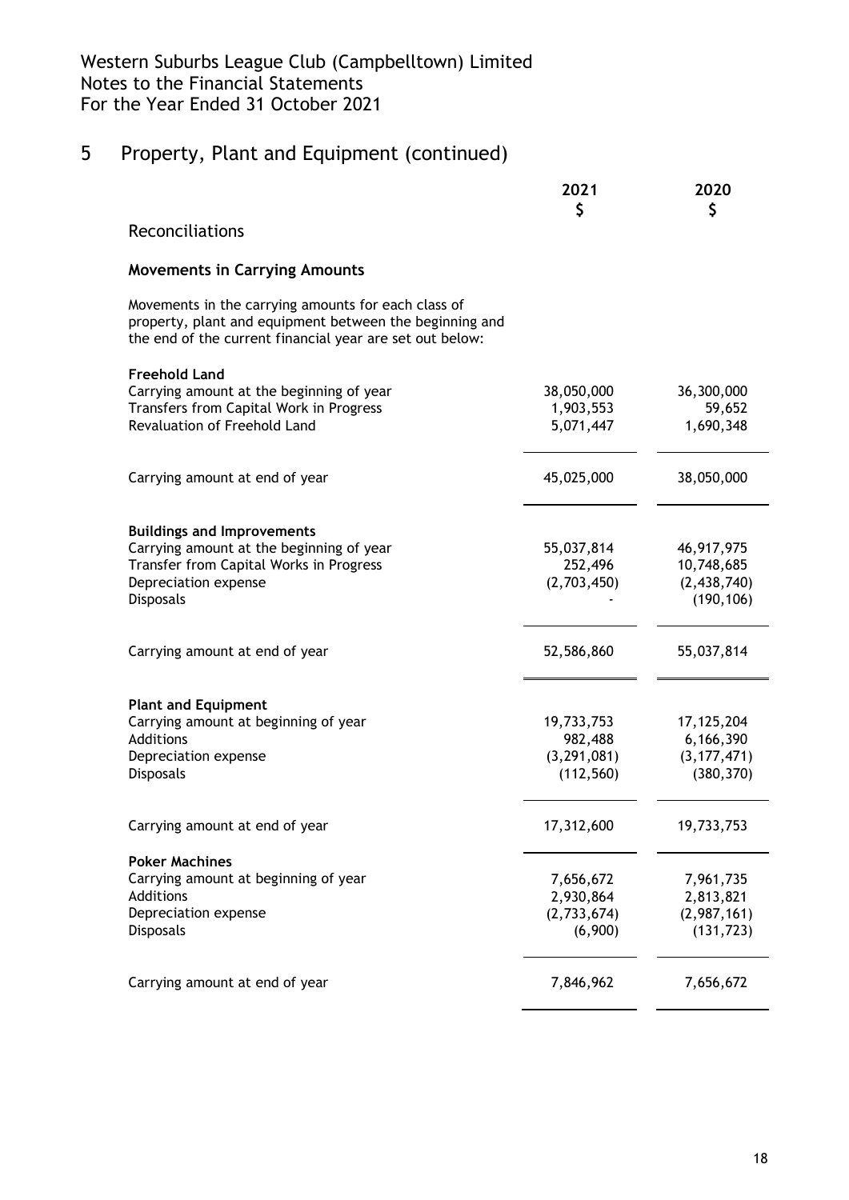Western Suburbs League Club (Campbelltown) Limited
Notes to the Financial Statements
For the Year Ended 31 October 2021

# 5 Property, Plant and Equipment (continued)

## Reconciliations

### Movements in Carrying Amounts

Movements in the carrying amounts for each class of property, plant and equipment between the beginning and the end of the current financial year are set out below:

| | 2021 $ | 2020 $ |
|---|---|---|
| **Freehold Land** | | |
| Carrying amount at the beginning of year | 38,050,000 | 36,300,000 |
| Transfers from Capital Work in Progress | 1,903,553 | 59,652 |
| Revaluation of Freehold Land | 5,071,447 | 1,690,348 |
| Carrying amount at end of year | 45,025,000 | 38,050,000 |
| **Buildings and Improvements** | | |
| Carrying amount at the beginning of year | 55,037,814 | 46,917,975 |
| Transfer from Capital Works in Progress | 252,496 | 10,748,685 |
| Depreciation expense | (2,703,450) | (2,438,740) |
| Disposals | - | (190,106) |
| Carrying amount at end of year | 52,586,860 | 55,037,814 |
| **Plant and Equipment** | | |
| Carrying amount at beginning of year | 19,733,753 | 17,125,204 |
| Additions | 982,488 | 6,166,390 |
| Depreciation expense | (3,291,081) | (3,177,471) |
| Disposals | (112,560) | (380,370) |
| Carrying amount at end of year | 17,312,600 | 19,733,753 |
| **Poker Machines** | | |
| Carrying amount at beginning of year | 7,656,672 | 7,961,735 |
| Additions | 2,930,864 | 2,813,821 |
| Depreciation expense | (2,733,674) | (2,987,161) |
| Disposals | (6,900) | (131,723) |
| Carrying amount at end of year | 7,846,962 | 7,656,672 |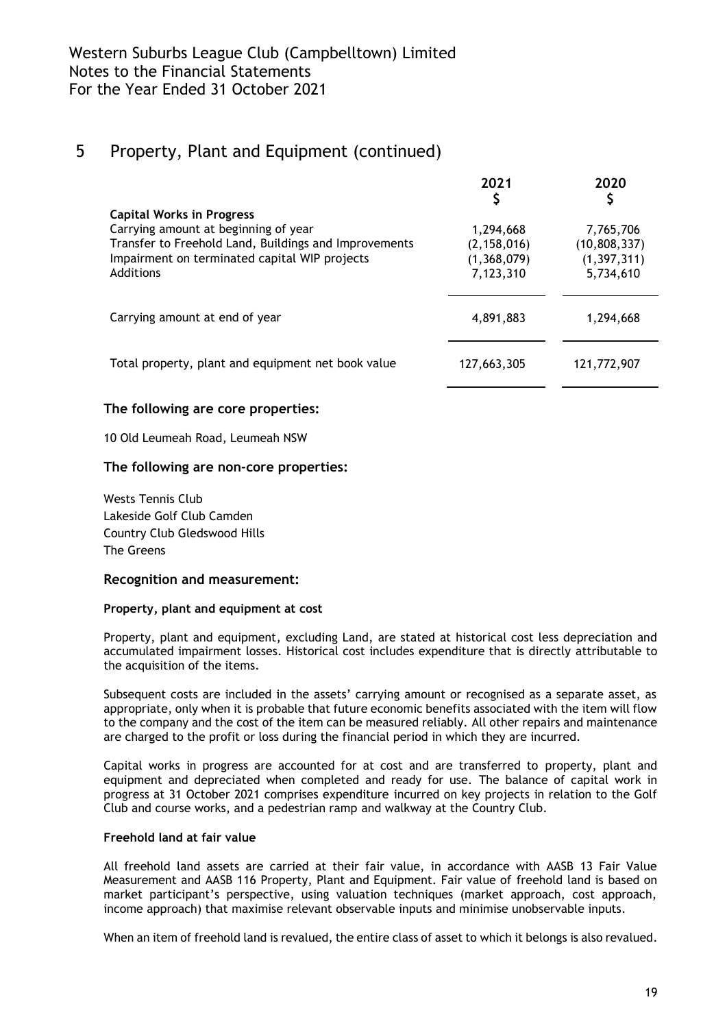Western Suburbs League Club (Campbelltown) Limited
Notes to the Financial Statements
For the Year Ended 31 October 2021

## 5 Property, Plant and Equipment (continued)

| | 2021<br>$ | 2020<br>$ |
|---|---|---|
| **Capital Works in Progress** | | |
| Carrying amount at beginning of year | 1,294,668 | 7,765,706 |
| Transfer to Freehold Land, Buildings and Improvements | (2,158,016) | (10,808,337) |
| Impairment on terminated capital WIP projects | (1,368,079) | (1,397,311) |
| Additions | 7,123,310 | 5,734,610 |
| Carrying amount at end of year | 4,891,883 | 1,294,668 |
| Total property, plant and equipment net book value | 127,663,305 | 121,772,907 |

### The following are core properties:

10 Old Leumeah Road, Leumeah NSW

### The following are non-core properties:

Wests Tennis Club
Lakeside Golf Club Camden
Country Club Gledswood Hills
The Greens

### Recognition and measurement:

#### Property, plant and equipment at cost

Property, plant and equipment, excluding Land, are stated at historical cost less depreciation and accumulated impairment losses. Historical cost includes expenditure that is directly attributable to the acquisition of the items.

Subsequent costs are included in the assets' carrying amount or recognised as a separate asset, as appropriate, only when it is probable that future economic benefits associated with the item will flow to the company and the cost of the item can be measured reliably. All other repairs and maintenance are charged to the profit or loss during the financial period in which they are incurred.

Capital works in progress are accounted for at cost and are transferred to property, plant and equipment and depreciated when completed and ready for use. The balance of capital work in progress at 31 October 2021 comprises expenditure incurred on key projects in relation to the Golf Club and course works, and a pedestrian ramp and walkway at the Country Club.

#### Freehold land at fair value

All freehold land assets are carried at their fair value, in accordance with AASB 13 Fair Value Measurement and AASB 116 Property, Plant and Equipment. Fair value of freehold land is based on market participant's perspective, using valuation techniques (market approach, cost approach, income approach) that maximise relevant observable inputs and minimise unobservable inputs.

When an item of freehold land is revalued, the entire class of asset to which it belongs is also revalued.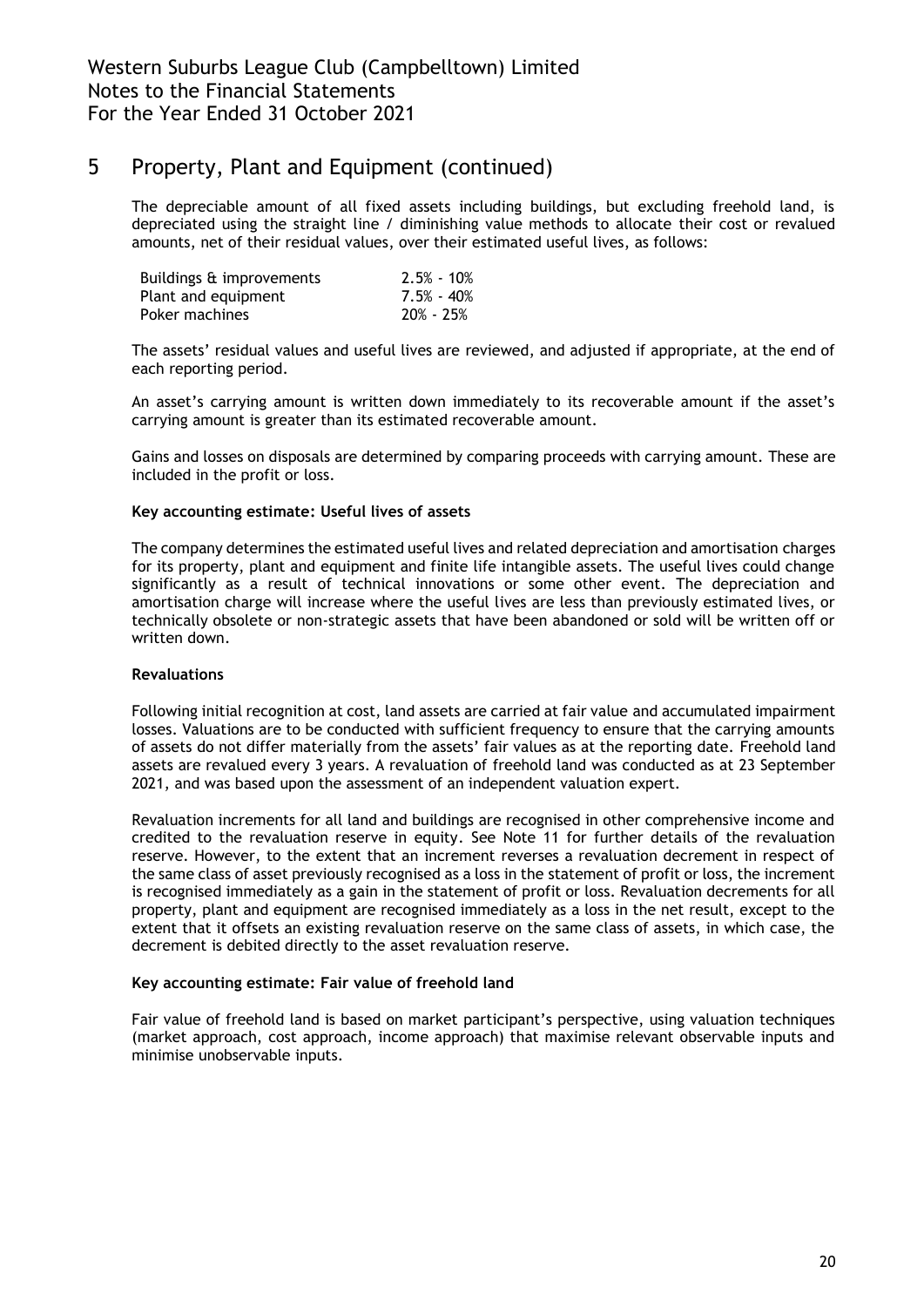## 5 Property, Plant and Equipment (continued)

The depreciable amount of all fixed assets including buildings, but excluding freehold land, is depreciated using the straight line / diminishing value methods to allocate their cost or revalued amounts, net of their residual values, over their estimated useful lives, as follows:

| | |
|---|---|
| Buildings & improvements | 2.5% - 10% |
| Plant and equipment | 7.5% - 40% |
| Poker machines | 20% - 25% |

The assets' residual values and useful lives are reviewed, and adjusted if appropriate, at the end of each reporting period.

An asset's carrying amount is written down immediately to its recoverable amount if the asset's carrying amount is greater than its estimated recoverable amount.

Gains and losses on disposals are determined by comparing proceeds with carrying amount. These are included in the profit or loss.

**Key accounting estimate: Useful lives of assets**

The company determines the estimated useful lives and related depreciation and amortisation charges for its property, plant and equipment and finite life intangible assets. The useful lives could change significantly as a result of technical innovations or some other event. The depreciation and amortisation charge will increase where the useful lives are less than previously estimated lives, or technically obsolete or non-strategic assets that have been abandoned or sold will be written off or written down.

**Revaluations**

Following initial recognition at cost, land assets are carried at fair value and accumulated impairment losses. Valuations are to be conducted with sufficient frequency to ensure that the carrying amounts of assets do not differ materially from the assets' fair values as at the reporting date. Freehold land assets are revalued every 3 years. A revaluation of freehold land was conducted as at 23 September 2021, and was based upon the assessment of an independent valuation expert.

Revaluation increments for all land and buildings are recognised in other comprehensive income and credited to the revaluation reserve in equity. See Note 11 for further details of the revaluation reserve. However, to the extent that an increment reverses a revaluation decrement in respect of the same class of asset previously recognised as a loss in the statement of profit or loss, the increment is recognised immediately as a gain in the statement of profit or loss. Revaluation decrements for all property, plant and equipment are recognised immediately as a loss in the net result, except to the extent that it offsets an existing revaluation reserve on the same class of assets, in which case, the decrement is debited directly to the asset revaluation reserve.

**Key accounting estimate: Fair value of freehold land**

Fair value of freehold land is based on market participant's perspective, using valuation techniques (market approach, cost approach, income approach) that maximise relevant observable inputs and minimise unobservable inputs.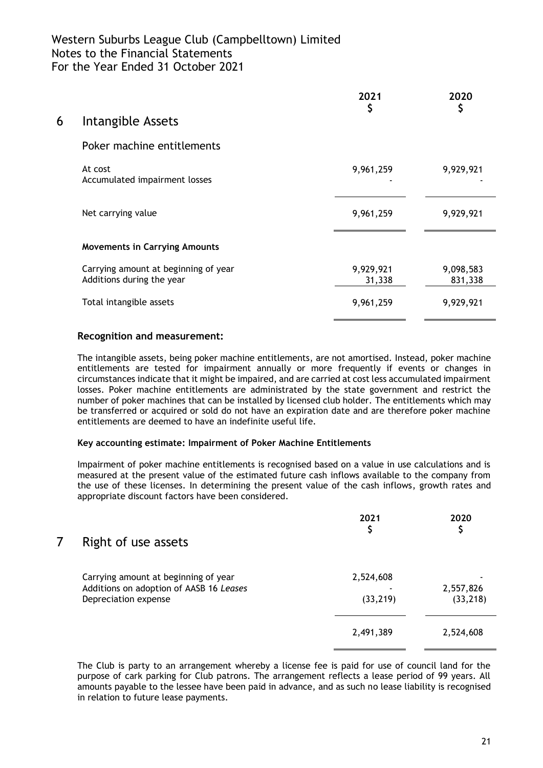## 6 Intangible Assets

### Poker machine entitlements

| | 2021 $ | 2020 $ |
|---|---|---|
| At cost | 9,961,259 | 9,929,921 |
| Accumulated impairment losses | - | - |
| Net carrying value | 9,961,259 | 9,929,921 |
| **Movements in Carrying Amounts** | | |
| Carrying amount at beginning of year | 9,929,921 | 9,098,583 |
| Additions during the year | 31,338 | 831,338 |
| Total intangible assets | 9,961,259 | 9,929,921 |

**Recognition and measurement:**

The intangible assets, being poker machine entitlements, are not amortised. Instead, poker machine entitlements are tested for impairment annually or more frequently if events or changes in circumstances indicate that it might be impaired, and are carried at cost less accumulated impairment losses. Poker machine entitlements are administrated by the state government and restrict the number of poker machines that can be installed by licensed club holder. The entitlements which may be transferred or acquired or sold do not have an expiration date and are therefore poker machine entitlements are deemed to have an indefinite useful life.

**Key accounting estimate: Impairment of Poker Machine Entitlements**

Impairment of poker machine entitlements is recognised based on a value in use calculations and is measured at the present value of the estimated future cash inflows available to the company from the use of these licenses. In determining the present value of the cash inflows, growth rates and appropriate discount factors have been considered.

## 7 Right of use assets

| | 2021 $ | 2020 $ |
|---|---|---|
| Carrying amount at beginning of year | 2,524,608 | - |
| Additions on adoption of AASB 16 *Leases* | - | 2,557,826 |
| Depreciation expense | (33,219) | (33,218) |
| | 2,491,389 | 2,524,608 |

The Club is party to an arrangement whereby a license fee is paid for use of council land for the purpose of cark parking for Club patrons. The arrangement reflects a lease period of 99 years. All amounts payable to the lessee have been paid in advance, and as such no lease liability is recognised in relation to future lease payments.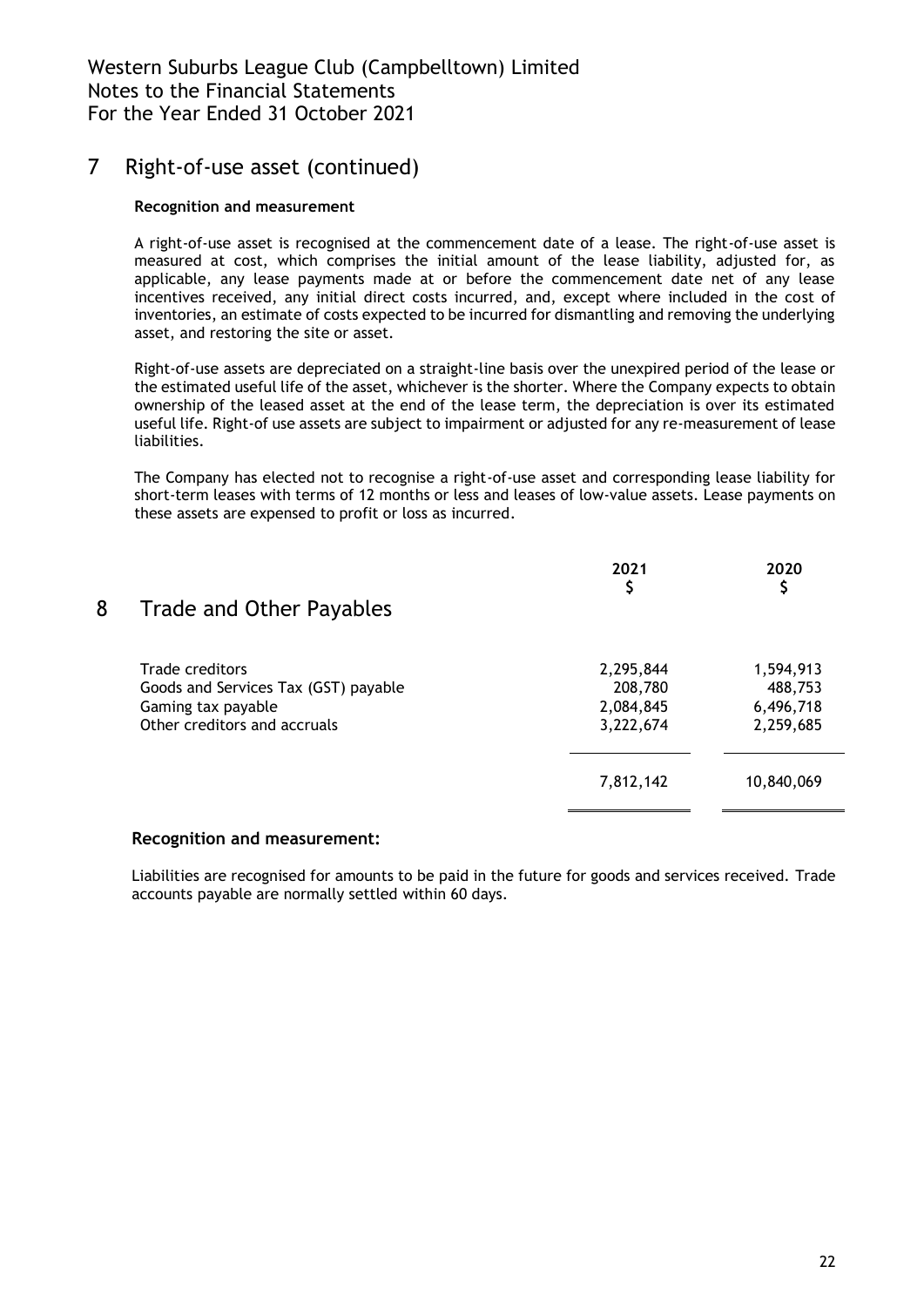## 7 Right-of-use asset (continued)

**Recognition and measurement**

A right-of-use asset is recognised at the commencement date of a lease. The right-of-use asset is measured at cost, which comprises the initial amount of the lease liability, adjusted for, as applicable, any lease payments made at or before the commencement date net of any lease incentives received, any initial direct costs incurred, and, except where included in the cost of inventories, an estimate of costs expected to be incurred for dismantling and removing the underlying asset, and restoring the site or asset.

Right-of-use assets are depreciated on a straight-line basis over the unexpired period of the lease or the estimated useful life of the asset, whichever is the shorter. Where the Company expects to obtain ownership of the leased asset at the end of the lease term, the depreciation is over its estimated useful life. Right-of use assets are subject to impairment or adjusted for any re-measurement of lease liabilities.

The Company has elected not to recognise a right-of-use asset and corresponding lease liability for short-term leases with terms of 12 months or less and leases of low-value assets. Lease payments on these assets are expensed to profit or loss as incurred.

## 8 Trade and Other Payables

| | 2021<br>$ | 2020<br>$ |
|---|---|---|
| Trade creditors | 2,295,844 | 1,594,913 |
| Goods and Services Tax (GST) payable | 208,780 | 488,753 |
| Gaming tax payable | 2,084,845 | 6,496,718 |
| Other creditors and accruals | 3,222,674 | 2,259,685 |
| | 7,812,142 | 10,840,069 |

**Recognition and measurement:**

Liabilities are recognised for amounts to be paid in the future for goods and services received. Trade accounts payable are normally settled within 60 days.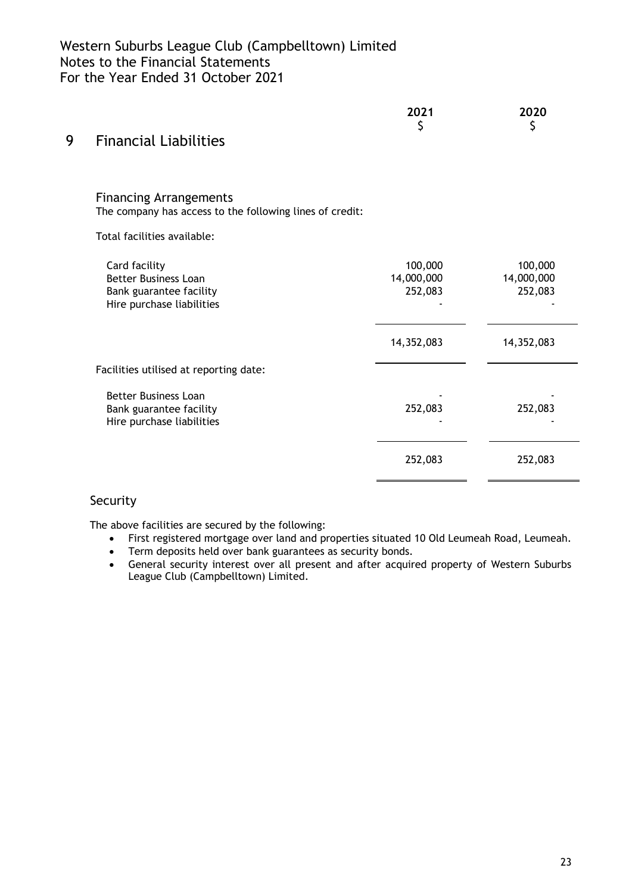Western Suburbs League Club (Campbelltown) Limited
Notes to the Financial Statements
For the Year Ended 31 October 2021

## 9 Financial Liabilities

### Financing Arrangements

The company has access to the following lines of credit:

| | 2021 $ | 2020 $ |
|---|---|---|
| **Total facilities available:** | | |
| Card facility | 100,000 | 100,000 |
| Better Business Loan | 14,000,000 | 14,000,000 |
| Bank guarantee facility | 252,083 | 252,083 |
| Hire purchase liabilities | - | - |
| | 14,352,083 | 14,352,083 |
| **Facilities utilised at reporting date:** | | |
| Better Business Loan | - | - |
| Bank guarantee facility | 252,083 | 252,083 |
| Hire purchase liabilities | - | - |
| | 252,083 | 252,083 |

### Security

The above facilities are secured by the following:

- First registered mortgage over land and properties situated 10 Old Leumeah Road, Leumeah.
- Term deposits held over bank guarantees as security bonds.
- General security interest over all present and after acquired property of Western Suburbs League Club (Campbelltown) Limited.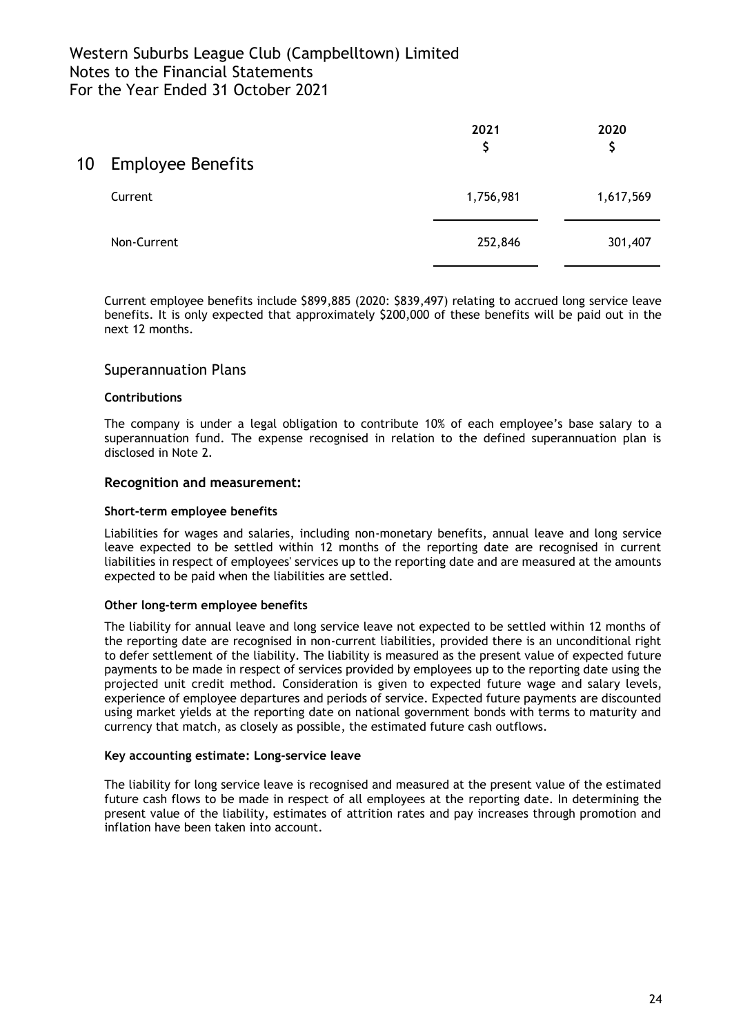## 10 Employee Benefits

| | 2021<br>$ | 2020<br>$ |
|---|---|---|
| Current | 1,756,981 | 1,617,569 |
| Non-Current | 252,846 | 301,407 |

Current employee benefits include $899,885 (2020: $839,497) relating to accrued long service leave benefits. It is only expected that approximately $200,000 of these benefits will be paid out in the next 12 months.

### Superannuation Plans

**Contributions**

The company is under a legal obligation to contribute 10% of each employee's base salary to a superannuation fund. The expense recognised in relation to the defined superannuation plan is disclosed in Note 2.

### Recognition and measurement:

**Short-term employee benefits**

Liabilities for wages and salaries, including non-monetary benefits, annual leave and long service leave expected to be settled within 12 months of the reporting date are recognised in current liabilities in respect of employees' services up to the reporting date and are measured at the amounts expected to be paid when the liabilities are settled.

**Other long-term employee benefits**

The liability for annual leave and long service leave not expected to be settled within 12 months of the reporting date are recognised in non-current liabilities, provided there is an unconditional right to defer settlement of the liability. The liability is measured as the present value of expected future payments to be made in respect of services provided by employees up to the reporting date using the projected unit credit method. Consideration is given to expected future wage and salary levels, experience of employee departures and periods of service. Expected future payments are discounted using market yields at the reporting date on national government bonds with terms to maturity and currency that match, as closely as possible, the estimated future cash outflows.

**Key accounting estimate: Long-service leave**

The liability for long service leave is recognised and measured at the present value of the estimated future cash flows to be made in respect of all employees at the reporting date. In determining the present value of the liability, estimates of attrition rates and pay increases through promotion and inflation have been taken into account.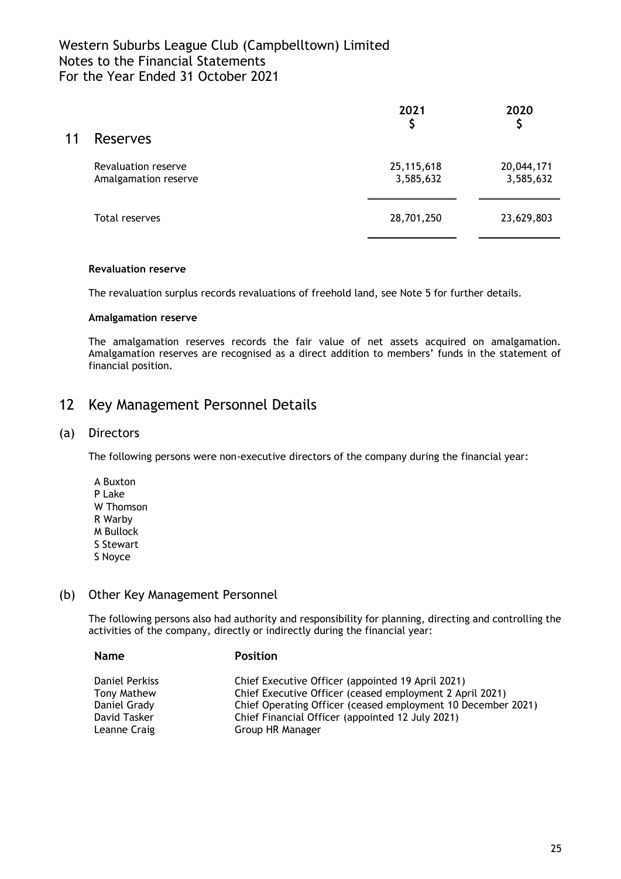## 11 Reserves

| | 2021<br>$ | 2020<br>$ |
|---|---|---|
| Revaluation reserve | 25,115,618 | 20,044,171 |
| Amalgamation reserve | 3,585,632 | 3,585,632 |
| Total reserves | 28,701,250 | 23,629,803 |

**Revaluation reserve**

The revaluation surplus records revaluations of freehold land, see Note 5 for further details.

**Amalgamation reserve**

The amalgamation reserves records the fair value of net assets acquired on amalgamation. Amalgamation reserves are recognised as a direct addition to members' funds in the statement of financial position.

## 12 Key Management Personnel Details

### (a) Directors

The following persons were non-executive directors of the company during the financial year:

A Buxton
P Lake
W Thomson
R Warby
M Bullock
S Stewart
S Noyce

### (b) Other Key Management Personnel

The following persons also had authority and responsibility for planning, directing and controlling the activities of the company, directly or indirectly during the financial year:

| Name | Position |
|---|---|
| Daniel Perkiss | Chief Executive Officer (appointed 19 April 2021) |
| Tony Mathew | Chief Executive Officer (ceased employment 2 April 2021) |
| Daniel Grady | Chief Operating Officer (ceased employment 10 December 2021) |
| David Tasker | Chief Financial Officer (appointed 12 July 2021) |
| Leanne Craig | Group HR Manager |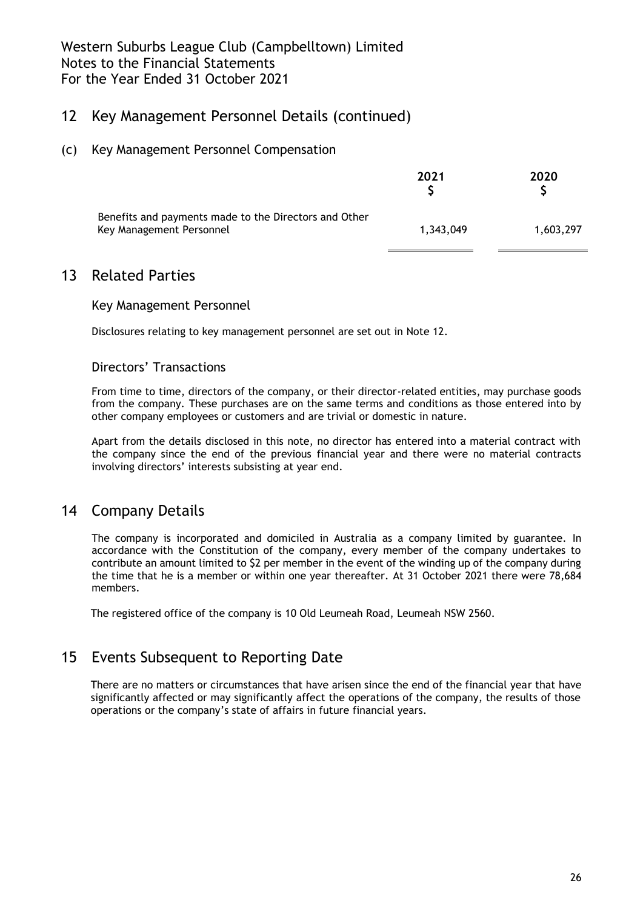Western Suburbs League Club (Campbelltown) Limited
Notes to the Financial Statements
For the Year Ended 31 October 2021

## 12 Key Management Personnel Details (continued)

### (c) Key Management Personnel Compensation

| | 2021 $ | 2020 $ |
|---|---|---|
| Benefits and payments made to the Directors and Other Key Management Personnel | 1,343,049 | 1,603,297 |

## 13 Related Parties

### Key Management Personnel

Disclosures relating to key management personnel are set out in Note 12.

### Directors' Transactions

From time to time, directors of the company, or their director-related entities, may purchase goods from the company. These purchases are on the same terms and conditions as those entered into by other company employees or customers and are trivial or domestic in nature.

Apart from the details disclosed in this note, no director has entered into a material contract with the company since the end of the previous financial year and there were no material contracts involving directors' interests subsisting at year end.

## 14 Company Details

The company is incorporated and domiciled in Australia as a company limited by guarantee. In accordance with the Constitution of the company, every member of the company undertakes to contribute an amount limited to $2 per member in the event of the winding up of the company during the time that he is a member or within one year thereafter. At 31 October 2021 there were 78,684 members.

The registered office of the company is 10 Old Leumeah Road, Leumeah NSW 2560.

## 15 Events Subsequent to Reporting Date

There are no matters or circumstances that have arisen since the end of the financial year that have significantly affected or may significantly affect the operations of the company, the results of those operations or the company's state of affairs in future financial years.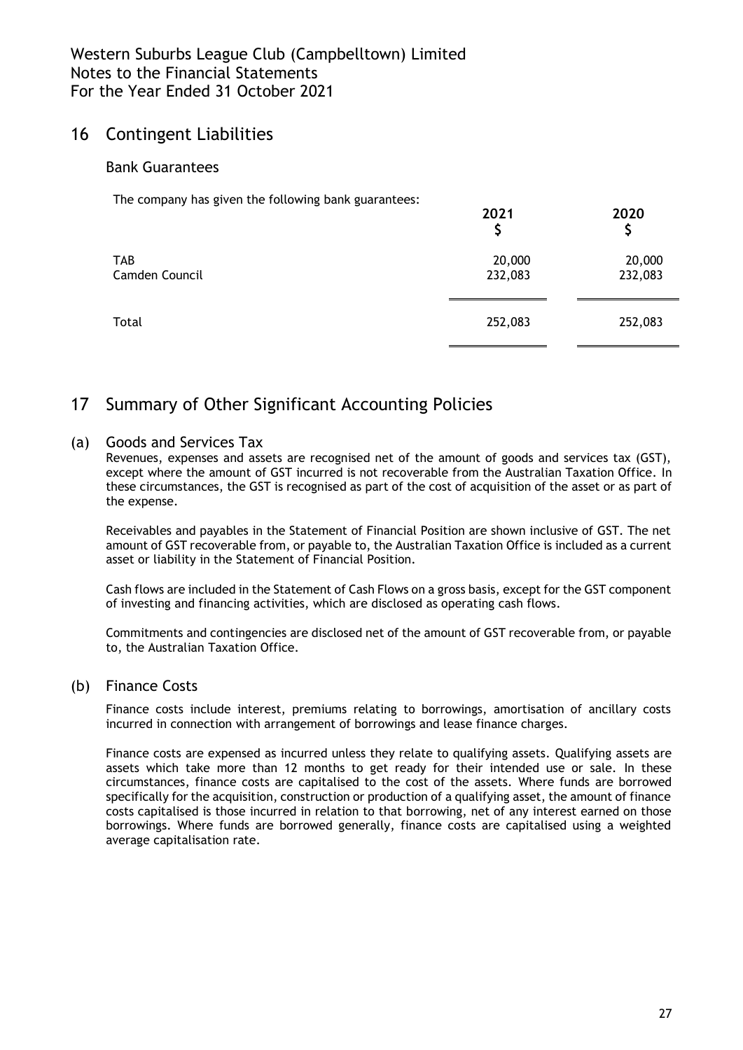## 16 Contingent Liabilities

### Bank Guarantees

The company has given the following bank guarantees:

| | 2021<br>$ | 2020<br>$ |
|---|---|---|
| TAB | 20,000 | 20,000 |
| Camden Council | 232,083 | 232,083 |
| Total | 252,083 | 252,083 |

## 17 Summary of Other Significant Accounting Policies

### (a) Goods and Services Tax

Revenues, expenses and assets are recognised net of the amount of goods and services tax (GST), except where the amount of GST incurred is not recoverable from the Australian Taxation Office. In these circumstances, the GST is recognised as part of the cost of acquisition of the asset or as part of the expense.

Receivables and payables in the Statement of Financial Position are shown inclusive of GST. The net amount of GST recoverable from, or payable to, the Australian Taxation Office is included as a current asset or liability in the Statement of Financial Position.

Cash flows are included in the Statement of Cash Flows on a gross basis, except for the GST component of investing and financing activities, which are disclosed as operating cash flows.

Commitments and contingencies are disclosed net of the amount of GST recoverable from, or payable to, the Australian Taxation Office.

### (b) Finance Costs

Finance costs include interest, premiums relating to borrowings, amortisation of ancillary costs incurred in connection with arrangement of borrowings and lease finance charges.

Finance costs are expensed as incurred unless they relate to qualifying assets. Qualifying assets are assets which take more than 12 months to get ready for their intended use or sale. In these circumstances, finance costs are capitalised to the cost of the assets. Where funds are borrowed specifically for the acquisition, construction or production of a qualifying asset, the amount of finance costs capitalised is those incurred in relation to that borrowing, net of any interest earned on those borrowings. Where funds are borrowed generally, finance costs are capitalised using a weighted average capitalisation rate.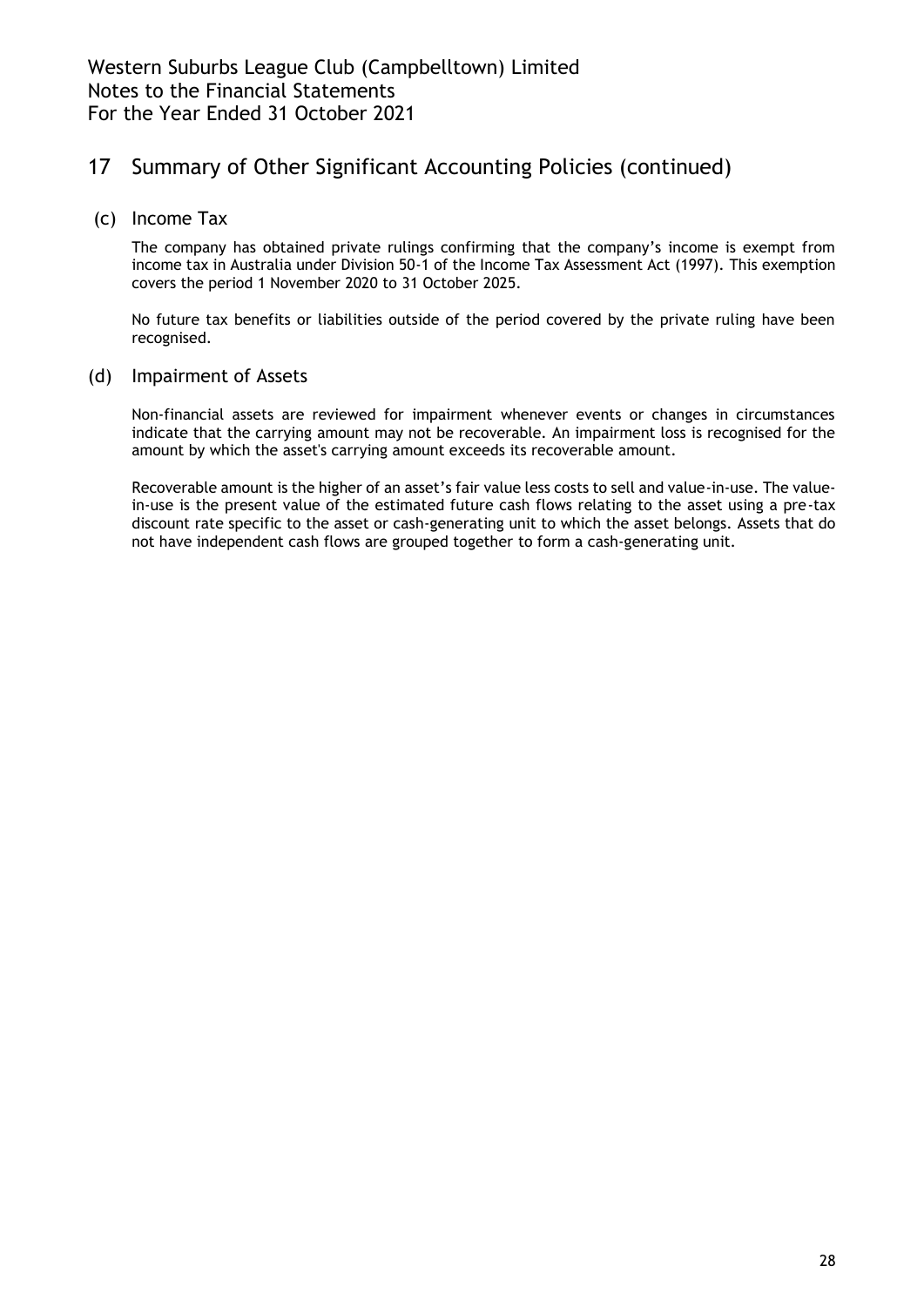## 17 Summary of Other Significant Accounting Policies (continued)

### (c) Income Tax

The company has obtained private rulings confirming that the company's income is exempt from income tax in Australia under Division 50-1 of the Income Tax Assessment Act (1997). This exemption covers the period 1 November 2020 to 31 October 2025.

No future tax benefits or liabilities outside of the period covered by the private ruling have been recognised.

### (d) Impairment of Assets

Non-financial assets are reviewed for impairment whenever events or changes in circumstances indicate that the carrying amount may not be recoverable. An impairment loss is recognised for the amount by which the asset's carrying amount exceeds its recoverable amount.

Recoverable amount is the higher of an asset's fair value less costs to sell and value-in-use. The value-in-use is the present value of the estimated future cash flows relating to the asset using a pre-tax discount rate specific to the asset or cash-generating unit to which the asset belongs. Assets that do not have independent cash flows are grouped together to form a cash-generating unit.